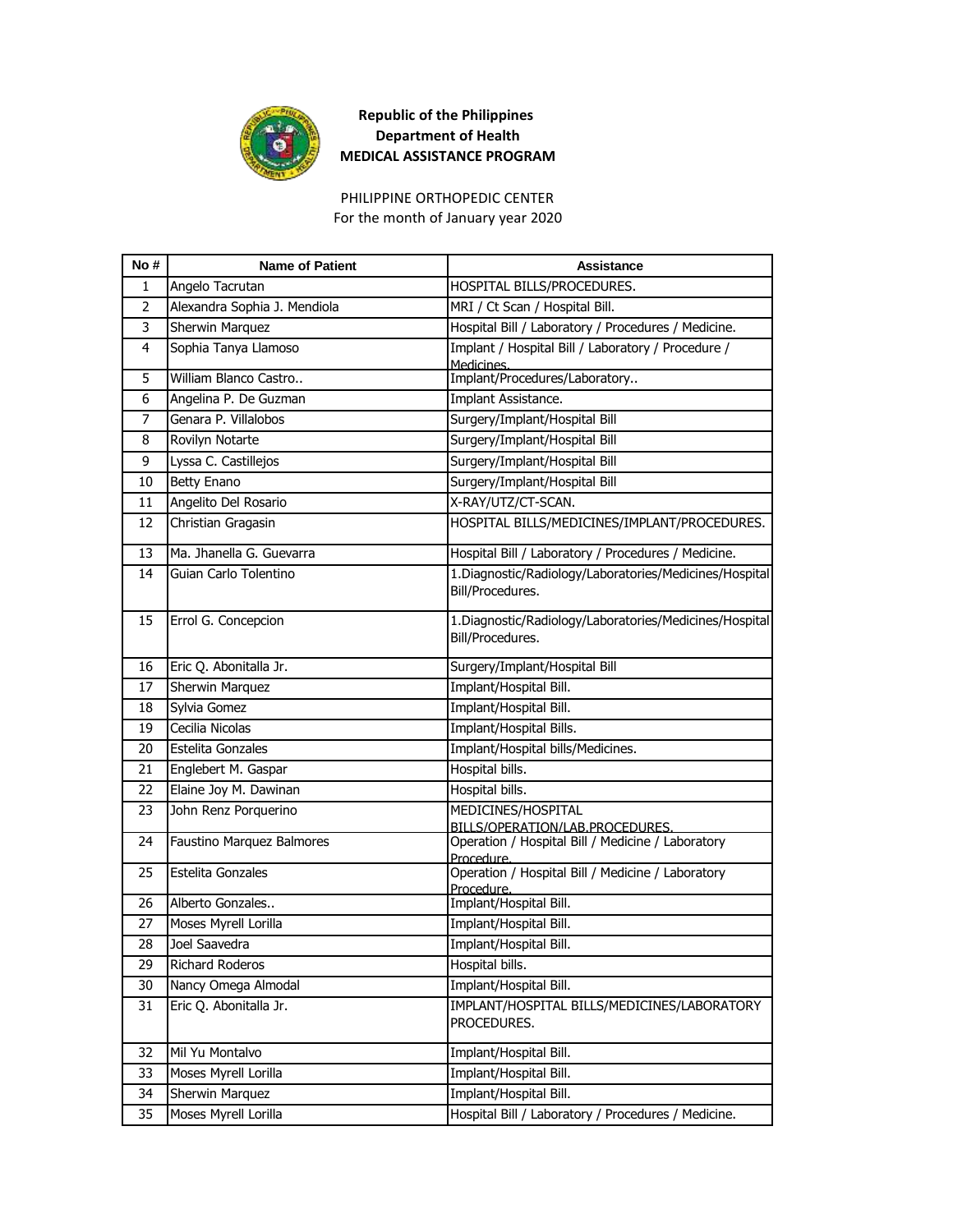**Republic of the Philippines**
**Department of Health**
**MEDICAL ASSISTANCE PROGRAM**

PHILIPPINE ORTHOPEDIC CENTER
For the month of January year 2020

| No # | Name of Patient | Assistance |
|---|---|---|
| 1 | Angelo Tacrutan | HOSPITAL BILLS/PROCEDURES. |
| 2 | Alexandra Sophia J. Mendiola | MRI / Ct Scan / Hospital Bill. |
| 3 | Sherwin Marquez | Hospital Bill / Laboratory / Procedures / Medicine. |
| 4 | Sophia Tanya Llamoso | Implant / Hospital Bill / Laboratory / Procedure / Medicines. |
| 5 | William Blanco Castro.. | Implant/Procedures/Laboratory.. |
| 6 | Angelina P. De Guzman | Implant Assistance. |
| 7 | Genara P. Villalobos | Surgery/Implant/Hospital Bill |
| 8 | Rovilyn Notarte | Surgery/Implant/Hospital Bill |
| 9 | Lyssa C. Castillejos | Surgery/Implant/Hospital Bill |
| 10 | Betty Enano | Surgery/Implant/Hospital Bill |
| 11 | Angelito Del Rosario | X-RAY/UTZ/CT-SCAN. |
| 12 | Christian Gragasin | HOSPITAL BILLS/MEDICINES/IMPLANT/PROCEDURES. |
| 13 | Ma. Jhanella G. Guevarra | Hospital Bill / Laboratory / Procedures / Medicine. |
| 14 | Guian Carlo Tolentino | 1.Diagnostic/Radiology/Laboratories/Medicines/Hospital Bill/Procedures. |
| 15 | Errol G. Concepcion | 1.Diagnostic/Radiology/Laboratories/Medicines/Hospital Bill/Procedures. |
| 16 | Eric Q. Abonitalla Jr. | Surgery/Implant/Hospital Bill |
| 17 | Sherwin Marquez | Implant/Hospital Bill. |
| 18 | Sylvia Gomez | Implant/Hospital Bill. |
| 19 | Cecilia Nicolas | Implant/Hospital Bills. |
| 20 | Estelita Gonzales | Implant/Hospital bills/Medicines. |
| 21 | Englebert M. Gaspar | Hospital bills. |
| 22 | Elaine Joy M. Dawinan | Hospital bills. |
| 23 | John Renz Porquerino | MEDICINES/HOSPITAL BILLS/OPERATION/LAB.PROCEDURES. |
| 24 | Faustino Marquez Balmores | Operation / Hospital Bill / Medicine / Laboratory Procedure. |
| 25 | Estelita Gonzales | Operation / Hospital Bill / Medicine / Laboratory Procedure. |
| 26 | Alberto Gonzales.. | Implant/Hospital Bill. |
| 27 | Moses Myrell Lorilla | Implant/Hospital Bill. |
| 28 | Joel Saavedra | Implant/Hospital Bill. |
| 29 | Richard Roderos | Hospital bills. |
| 30 | Nancy Omega Almodal | Implant/Hospital Bill. |
| 31 | Eric Q. Abonitalla Jr. | IMPLANT/HOSPITAL BILLS/MEDICINES/LABORATORY PROCEDURES. |
| 32 | Mil Yu Montalvo | Implant/Hospital Bill. |
| 33 | Moses Myrell Lorilla | Implant/Hospital Bill. |
| 34 | Sherwin Marquez | Implant/Hospital Bill. |
| 35 | Moses Myrell Lorilla | Hospital Bill / Laboratory / Procedures / Medicine. |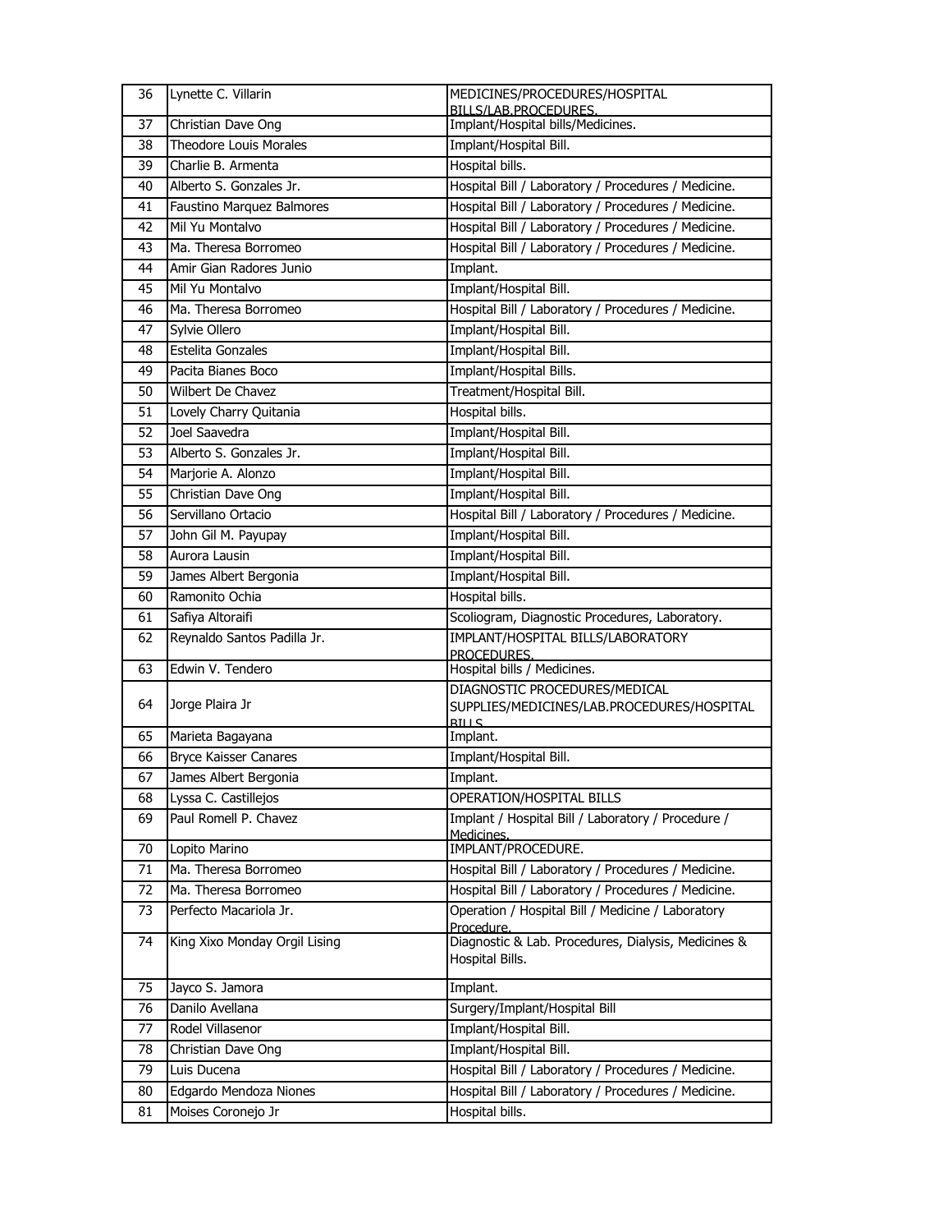| 36 | Lynette C. Villarin | MEDICINES/PROCEDURES/HOSPITAL BILLS/LAB.PROCEDURES. |
|---|---|---|
| 37 | Christian Dave Ong | Implant/Hospital bills/Medicines. |
| 38 | Theodore Louis Morales | Implant/Hospital Bill. |
| 39 | Charlie B. Armenta | Hospital bills. |
| 40 | Alberto S. Gonzales Jr. | Hospital Bill / Laboratory / Procedures / Medicine. |
| 41 | Faustino Marquez Balmores | Hospital Bill / Laboratory / Procedures / Medicine. |
| 42 | Mil Yu Montalvo | Hospital Bill / Laboratory / Procedures / Medicine. |
| 43 | Ma. Theresa Borromeo | Hospital Bill / Laboratory / Procedures / Medicine. |
| 44 | Amir Gian Radores Junio | Implant. |
| 45 | Mil Yu Montalvo | Implant/Hospital Bill. |
| 46 | Ma. Theresa Borromeo | Hospital Bill / Laboratory / Procedures / Medicine. |
| 47 | Sylvie Ollero | Implant/Hospital Bill. |
| 48 | Estelita Gonzales | Implant/Hospital Bill. |
| 49 | Pacita Bianes Boco | Implant/Hospital Bills. |
| 50 | Wilbert De Chavez | Treatment/Hospital Bill. |
| 51 | Lovely Charry Quitania | Hospital bills. |
| 52 | Joel Saavedra | Implant/Hospital Bill. |
| 53 | Alberto S. Gonzales Jr. | Implant/Hospital Bill. |
| 54 | Marjorie A. Alonzo | Implant/Hospital Bill. |
| 55 | Christian Dave Ong | Implant/Hospital Bill. |
| 56 | Servillano Ortacio | Hospital Bill / Laboratory / Procedures / Medicine. |
| 57 | John Gil M. Payupay | Implant/Hospital Bill. |
| 58 | Aurora Lausin | Implant/Hospital Bill. |
| 59 | James Albert Bergonia | Implant/Hospital Bill. |
| 60 | Ramonito Ochia | Hospital bills. |
| 61 | Safiya Altoraifi | Scoliogram, Diagnostic Procedures, Laboratory. |
| 62 | Reynaldo Santos Padilla Jr. | IMPLANT/HOSPITAL BILLS/LABORATORY PROCEDURES. |
| 63 | Edwin V. Tendero | Hospital bills / Medicines. |
| 64 | Jorge Plaira Jr | DIAGNOSTIC PROCEDURES/MEDICAL SUPPLIES/MEDICINES/LAB.PROCEDURES/HOSPITAL BILLS |
| 65 | Marieta Bagayana | Implant. |
| 66 | Bryce Kaisser Canares | Implant/Hospital Bill. |
| 67 | James Albert Bergonia | Implant. |
| 68 | Lyssa C. Castillejos | OPERATION/HOSPITAL BILLS |
| 69 | Paul Romell P. Chavez | Implant / Hospital Bill / Laboratory / Procedure / Medicines. |
| 70 | Lopito Marino | IMPLANT/PROCEDURE. |
| 71 | Ma. Theresa Borromeo | Hospital Bill / Laboratory / Procedures / Medicine. |
| 72 | Ma. Theresa Borromeo | Hospital Bill / Laboratory / Procedures / Medicine. |
| 73 | Perfecto Macariola Jr. | Operation / Hospital Bill / Medicine / Laboratory Procedure. |
| 74 | King Xixo Monday Orgil Lising | Diagnostic & Lab. Procedures, Dialysis, Medicines & Hospital Bills. |
| 75 | Jayco S. Jamora | Implant. |
| 76 | Danilo Avellana | Surgery/Implant/Hospital Bill |
| 77 | Rodel Villasenor | Implant/Hospital Bill. |
| 78 | Christian Dave Ong | Implant/Hospital Bill. |
| 79 | Luis Ducena | Hospital Bill / Laboratory / Procedures / Medicine. |
| 80 | Edgardo Mendoza Niones | Hospital Bill / Laboratory / Procedures / Medicine. |
| 81 | Moises Coronejo Jr | Hospital bills. |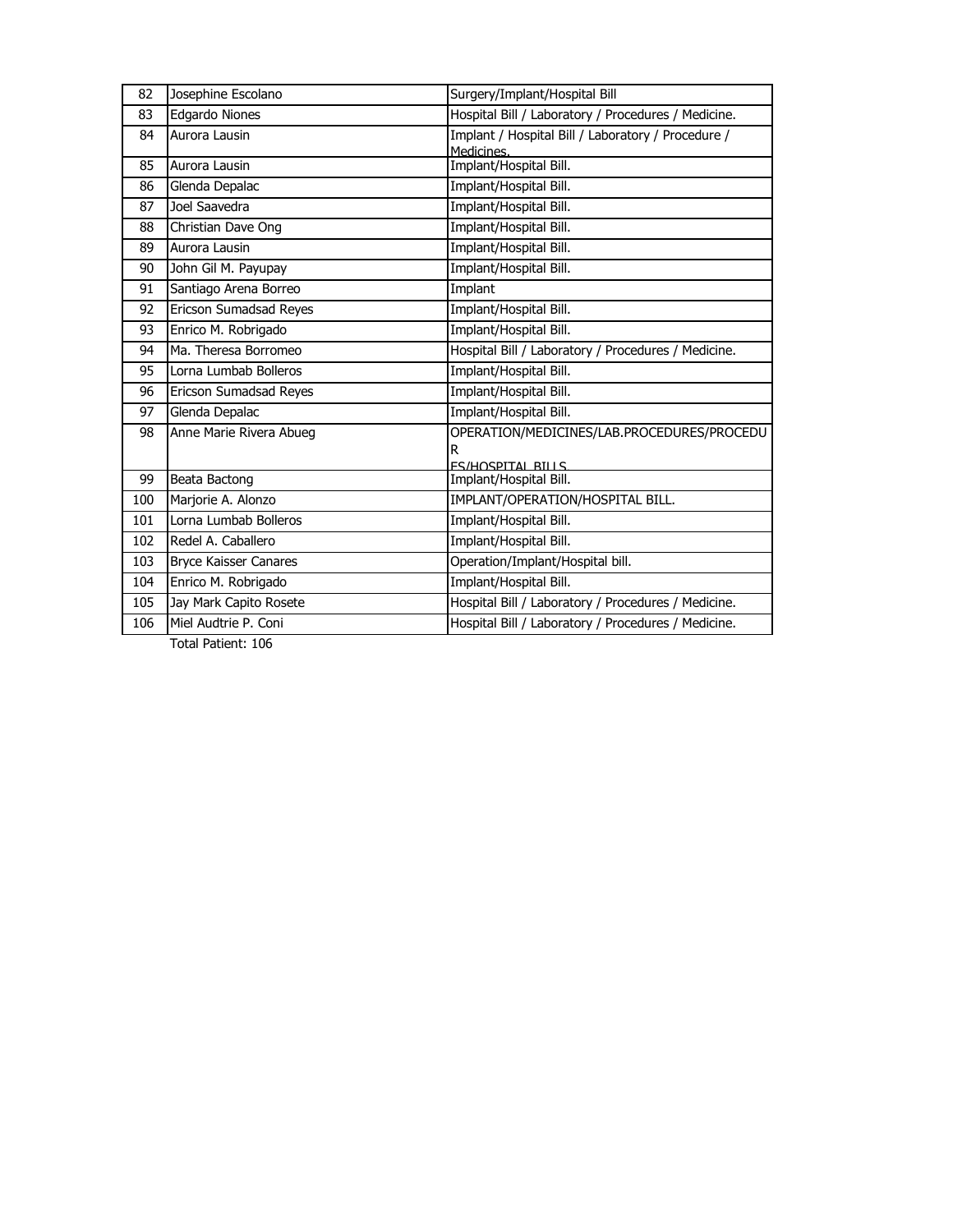| | | |
|---|---|---|
| 82 | Josephine Escolano | Surgery/Implant/Hospital Bill |
| 83 | Edgardo Niones | Hospital Bill / Laboratory / Procedures / Medicine. |
| 84 | Aurora Lausin | Implant / Hospital Bill / Laboratory / Procedure / Medicines. |
| 85 | Aurora Lausin | Implant/Hospital Bill. |
| 86 | Glenda Depalac | Implant/Hospital Bill. |
| 87 | Joel Saavedra | Implant/Hospital Bill. |
| 88 | Christian Dave Ong | Implant/Hospital Bill. |
| 89 | Aurora Lausin | Implant/Hospital Bill. |
| 90 | John Gil M. Payupay | Implant/Hospital Bill. |
| 91 | Santiago Arena Borreo | Implant |
| 92 | Ericson Sumadsad Reyes | Implant/Hospital Bill. |
| 93 | Enrico M. Robrigado | Implant/Hospital Bill. |
| 94 | Ma. Theresa Borromeo | Hospital Bill / Laboratory / Procedures / Medicine. |
| 95 | Lorna Lumbab Bolleros | Implant/Hospital Bill. |
| 96 | Ericson Sumadsad Reyes | Implant/Hospital Bill. |
| 97 | Glenda Depalac | Implant/Hospital Bill. |
| 98 | Anne Marie Rivera Abueg | OPERATION/MEDICINES/LAB.PROCEDURES/PROCEDURES/HOSPITAL BILLS |
| 99 | Beata Bactong | Implant/Hospital Bill. |
| 100 | Marjorie A. Alonzo | IMPLANT/OPERATION/HOSPITAL BILL. |
| 101 | Lorna Lumbab Bolleros | Implant/Hospital Bill. |
| 102 | Redel A. Caballero | Implant/Hospital Bill. |
| 103 | Bryce Kaisser Canares | Operation/Implant/Hospital bill. |
| 104 | Enrico M. Robrigado | Implant/Hospital Bill. |
| 105 | Jay Mark Capito Rosete | Hospital Bill / Laboratory / Procedures / Medicine. |
| 106 | Miel Audtrie P. Coni | Hospital Bill / Laboratory / Procedures / Medicine. |

Total Patient: 106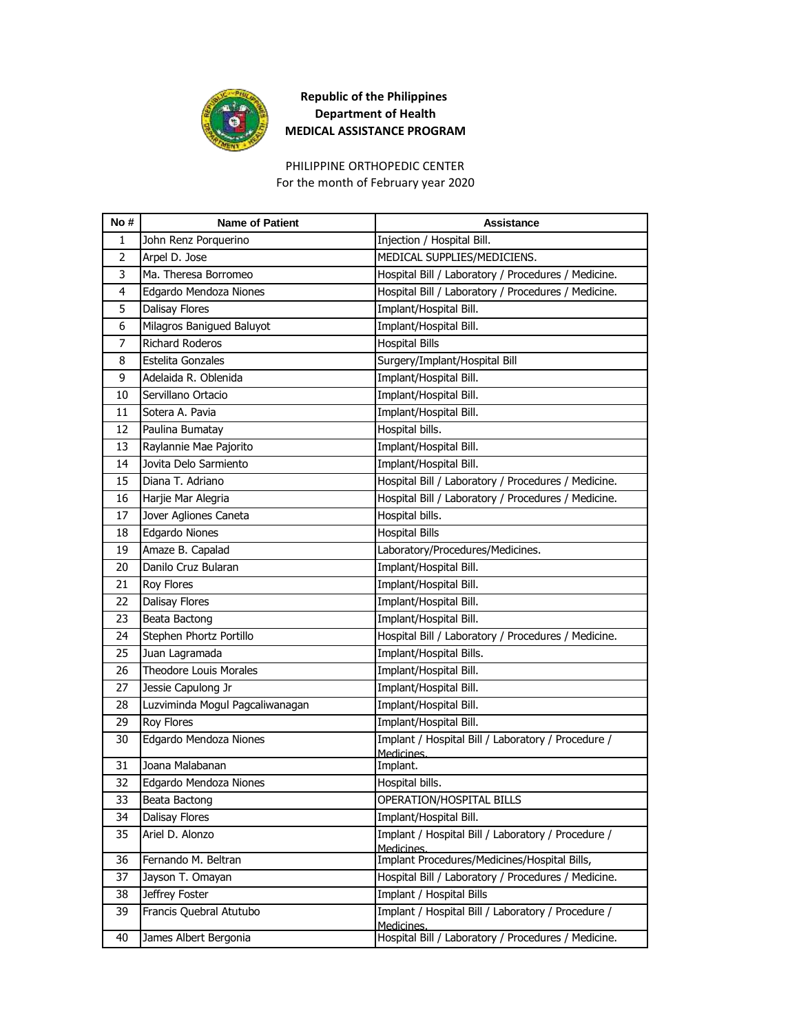**Republic of the Philippines**
**Department of Health**
**MEDICAL ASSISTANCE PROGRAM**

PHILIPPINE ORTHOPEDIC CENTER
For the month of February year 2020

| No # | Name of Patient | Assistance |
|---|---|---|
| 1 | John Renz Porquerino | Injection / Hospital Bill. |
| 2 | Arpel D. Jose | MEDICAL SUPPLIES/MEDICIENS. |
| 3 | Ma. Theresa Borromeo | Hospital Bill / Laboratory / Procedures / Medicine. |
| 4 | Edgardo Mendoza Niones | Hospital Bill / Laboratory / Procedures / Medicine. |
| 5 | Dalisay Flores | Implant/Hospital Bill. |
| 6 | Milagros Banigued Baluyot | Implant/Hospital Bill. |
| 7 | Richard Roderos | Hospital Bills |
| 8 | Estelita Gonzales | Surgery/Implant/Hospital Bill |
| 9 | Adelaida R. Oblenida | Implant/Hospital Bill. |
| 10 | Servillano Ortacio | Implant/Hospital Bill. |
| 11 | Sotera A. Pavia | Implant/Hospital Bill. |
| 12 | Paulina Bumatay | Hospital bills. |
| 13 | Raylannie Mae Pajorito | Implant/Hospital Bill. |
| 14 | Jovita Delo Sarmiento | Implant/Hospital Bill. |
| 15 | Diana T. Adriano | Hospital Bill / Laboratory / Procedures / Medicine. |
| 16 | Harjie Mar Alegria | Hospital Bill / Laboratory / Procedures / Medicine. |
| 17 | Jover Agliones Caneta | Hospital bills. |
| 18 | Edgardo Niones | Hospital Bills |
| 19 | Amaze B. Capalad | Laboratory/Procedures/Medicines. |
| 20 | Danilo Cruz Bularan | Implant/Hospital Bill. |
| 21 | Roy Flores | Implant/Hospital Bill. |
| 22 | Dalisay Flores | Implant/Hospital Bill. |
| 23 | Beata Bactong | Implant/Hospital Bill. |
| 24 | Stephen Phortz Portillo | Hospital Bill / Laboratory / Procedures / Medicine. |
| 25 | Juan Lagramada | Implant/Hospital Bills. |
| 26 | Theodore Louis Morales | Implant/Hospital Bill. |
| 27 | Jessie Capulong Jr | Implant/Hospital Bill. |
| 28 | Luzviminda Mogul Pagcaliwanagan | Implant/Hospital Bill. |
| 29 | Roy Flores | Implant/Hospital Bill. |
| 30 | Edgardo Mendoza Niones | Implant / Hospital Bill / Laboratory / Procedure / Medicines. |
| 31 | Joana Malabanan | Implant. |
| 32 | Edgardo Mendoza Niones | Hospital bills. |
| 33 | Beata Bactong | OPERATION/HOSPITAL BILLS |
| 34 | Dalisay Flores | Implant/Hospital Bill. |
| 35 | Ariel D. Alonzo | Implant / Hospital Bill / Laboratory / Procedure / Medicines. |
| 36 | Fernando M. Beltran | Implant Procedures/Medicines/Hospital Bills, |
| 37 | Jayson T. Omayan | Hospital Bill / Laboratory / Procedures / Medicine. |
| 38 | Jeffrey Foster | Implant / Hospital Bills |
| 39 | Francis Quebral Atutubo | Implant / Hospital Bill / Laboratory / Procedure / Medicines. |
| 40 | James Albert Bergonia | Hospital Bill / Laboratory / Procedures / Medicine. |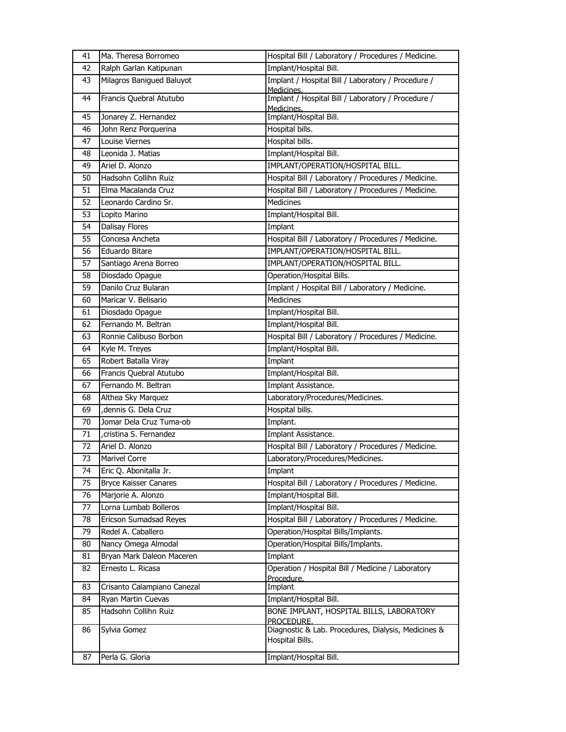| 41 | Ma. Theresa Borromeo | Hospital Bill / Laboratory / Procedures / Medicine. |
|---|---|---|
| 42 | Ralph Garlan Katipunan | Implant/Hospital Bill. |
| 43 | Milagros Banigued Baluyot | Implant / Hospital Bill / Laboratory / Procedure / Medicines. |
| 44 | Francis Quebral Atutubo | Implant / Hospital Bill / Laboratory / Procedure / Medicines. |
| 45 | Jonarey Z. Hernandez | Implant/Hospital Bill. |
| 46 | John Renz Porquerina | Hospital bills. |
| 47 | Louise Viernes | Hospital bills. |
| 48 | Leonida J. Matias | Implant/Hospital Bill. |
| 49 | Ariel D. Alonzo | IMPLANT/OPERATION/HOSPITAL BILL. |
| 50 | Hadsohn Collihn Ruiz | Hospital Bill / Laboratory / Procedures / Medicine. |
| 51 | Elma Macalanda Cruz | Hospital Bill / Laboratory / Procedures / Medicine. |
| 52 | Leonardo Cardino Sr. | Medicines |
| 53 | Lopito Marino | Implant/Hospital Bill. |
| 54 | Dalisay Flores | Implant |
| 55 | Concesa Ancheta | Hospital Bill / Laboratory / Procedures / Medicine. |
| 56 | Eduardo Bitare | IMPLANT/OPERATION/HOSPITAL BILL. |
| 57 | Santiago Arena Borreo | IMPLANT/OPERATION/HOSPITAL BILL. |
| 58 | Diosdado Opague | Operation/Hospital Bills. |
| 59 | Danilo Cruz Bularan | Implant / Hospital Bill / Laboratory / Medicine. |
| 60 | Maricar V. Belisario | Medicines |
| 61 | Diosdado Opague | Implant/Hospital Bill. |
| 62 | Fernando M. Beltran | Implant/Hospital Bill. |
| 63 | Ronnie Calibuso Borbon | Hospital Bill / Laboratory / Procedures / Medicine. |
| 64 | Kyle M. Treyes | Implant/Hospital Bill. |
| 65 | Robert Batalla Viray | Implant |
| 66 | Francis Quebral Atutubo | Implant/Hospital Bill. |
| 67 | Fernando M. Beltran | Implant Assistance. |
| 68 | Althea Sky Marquez | Laboratory/Procedures/Medicines. |
| 69 | ,dennis G. Dela Cruz | Hospital bills. |
| 70 | Jomar Dela Cruz Tuma-ob | Implant. |
| 71 | ,cristina S. Fernandez | Implant Assistance. |
| 72 | Ariel D. Alonzo | Hospital Bill / Laboratory / Procedures / Medicine. |
| 73 | Marivel Corre | Laboratory/Procedures/Medicines. |
| 74 | Eric Q. Abonitalla Jr. | Implant |
| 75 | Bryce Kaisser Canares | Hospital Bill / Laboratory / Procedures / Medicine. |
| 76 | Marjorie A. Alonzo | Implant/Hospital Bill. |
| 77 | Lorna Lumbab Bolleros | Implant/Hospital Bill. |
| 78 | Ericson Sumadsad Reyes | Hospital Bill / Laboratory / Procedures / Medicine. |
| 79 | Redel A. Caballero | Operation/Hospital Bills/Implants. |
| 80 | Nancy Omega Almodal | Operation/Hospital Bills/Implants. |
| 81 | Bryan Mark Daleon Maceren | Implant |
| 82 | Ernesto L. Ricasa | Operation / Hospital Bill / Medicine / Laboratory Procedure. |
| 83 | Crisanto Calampiano Canezal | Implant |
| 84 | Ryan Martin Cuevas | Implant/Hospital Bill. |
| 85 | Hadsohn Collihn Ruiz | BONE IMPLANT, HOSPITAL BILLS, LABORATORY PROCEDURE. |
| 86 | Sylvia Gomez | Diagnostic & Lab. Procedures, Dialysis, Medicines & Hospital Bills. |
| 87 | Perla G. Gloria | Implant/Hospital Bill. |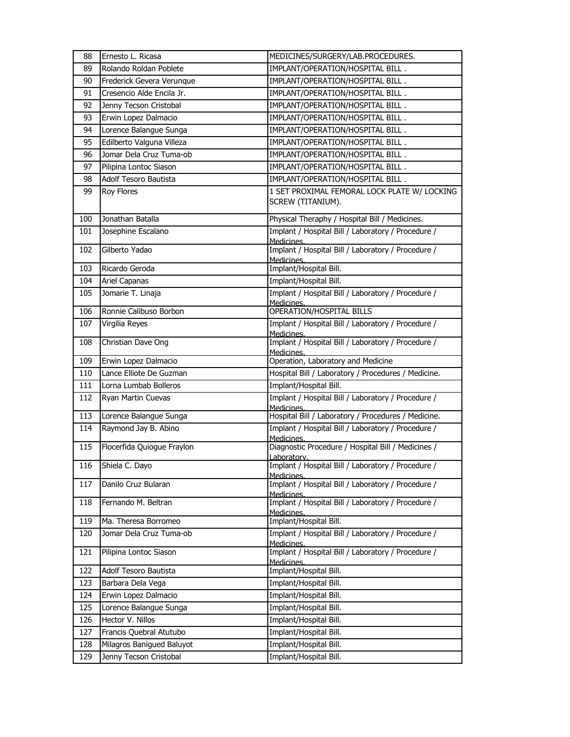| 88 | Ernesto L. Ricasa | MEDICINES/SURGERY/LAB.PROCEDURES. |
|---|---|---|
| 89 | Rolando Roldan Poblete | IMPLANT/OPERATION/HOSPITAL BILL . |
| 90 | Frederick Gevera Verunque | IMPLANT/OPERATION/HOSPITAL BILL . |
| 91 | Cresencio Alde Encila Jr. | IMPLANT/OPERATION/HOSPITAL BILL . |
| 92 | Jenny Tecson Cristobal | IMPLANT/OPERATION/HOSPITAL BILL . |
| 93 | Erwin Lopez Dalmacio | IMPLANT/OPERATION/HOSPITAL BILL . |
| 94 | Lorence Balangue Sunga | IMPLANT/OPERATION/HOSPITAL BILL . |
| 95 | Edilberto Valguna Villeza | IMPLANT/OPERATION/HOSPITAL BILL . |
| 96 | Jomar Dela Cruz Tuma-ob | IMPLANT/OPERATION/HOSPITAL BILL . |
| 97 | Pilipina Lontoc Siason | IMPLANT/OPERATION/HOSPITAL BILL . |
| 98 | Adolf Tesoro Bautista | IMPLANT/OPERATION/HOSPITAL BILL . |
| 99 | Roy Flores | 1 SET PROXIMAL FEMORAL LOCK PLATE W/ LOCKING SCREW (TITANIUM). |
| 100 | Jonathan Batalla | Physical Theraphy / Hospital Bill / Medicines. |
| 101 | Josephine Escalano | Implant / Hospital Bill / Laboratory / Procedure / Medicines. |
| 102 | Gilberto Yadao | Implant / Hospital Bill / Laboratory / Procedure / Medicines. |
| 103 | Ricardo Geroda | Implant/Hospital Bill. |
| 104 | Ariel Capanas | Implant/Hospital Bill. |
| 105 | Jomarie T. Linaja | Implant / Hospital Bill / Laboratory / Procedure / Medicines. |
| 106 | Ronnie Calibuso Borbon | OPERATION/HOSPITAL BILLS |
| 107 | Virgilia Reyes | Implant / Hospital Bill / Laboratory / Procedure / Medicines. |
| 108 | Christian Dave Ong | Implant / Hospital Bill / Laboratory / Procedure / Medicines. |
| 109 | Erwin Lopez Dalmacio | Operation, Laboratory and Medicine |
| 110 | Lance Elliote De Guzman | Hospital Bill / Laboratory / Procedures / Medicine. |
| 111 | Lorna Lumbab Bolleros | Implant/Hospital Bill. |
| 112 | Ryan Martin Cuevas | Implant / Hospital Bill / Laboratory / Procedure / Medicines. |
| 113 | Lorence Balangue Sunga | Hospital Bill / Laboratory / Procedures / Medicine. |
| 114 | Raymond Jay B. Abino | Implant / Hospital Bill / Laboratory / Procedure / Medicines. |
| 115 | Flocerfida Quiogue Fraylon | Diagnostic Procedure / Hospital Bill / Medicines / Laboratory. |
| 116 | Shiela C. Dayo | Implant / Hospital Bill / Laboratory / Procedure / Medicines. |
| 117 | Danilo Cruz Bularan | Implant / Hospital Bill / Laboratory / Procedure / Medicines. |
| 118 | Fernando M. Beltran | Implant / Hospital Bill / Laboratory / Procedure / Medicines. |
| 119 | Ma. Theresa Borromeo | Implant/Hospital Bill. |
| 120 | Jomar Dela Cruz Tuma-ob | Implant / Hospital Bill / Laboratory / Procedure / Medicines. |
| 121 | Pilipina Lontoc Siason | Implant / Hospital Bill / Laboratory / Procedure / Medicines. |
| 122 | Adolf Tesoro Bautista | Implant/Hospital Bill. |
| 123 | Barbara Dela Vega | Implant/Hospital Bill. |
| 124 | Erwin Lopez Dalmacio | Implant/Hospital Bill. |
| 125 | Lorence Balangue Sunga | Implant/Hospital Bill. |
| 126 | Hector V. Nillos | Implant/Hospital Bill. |
| 127 | Francis Quebral Atutubo | Implant/Hospital Bill. |
| 128 | Milagros Banigued Baluyot | Implant/Hospital Bill. |
| 129 | Jenny Tecson Cristobal | Implant/Hospital Bill. |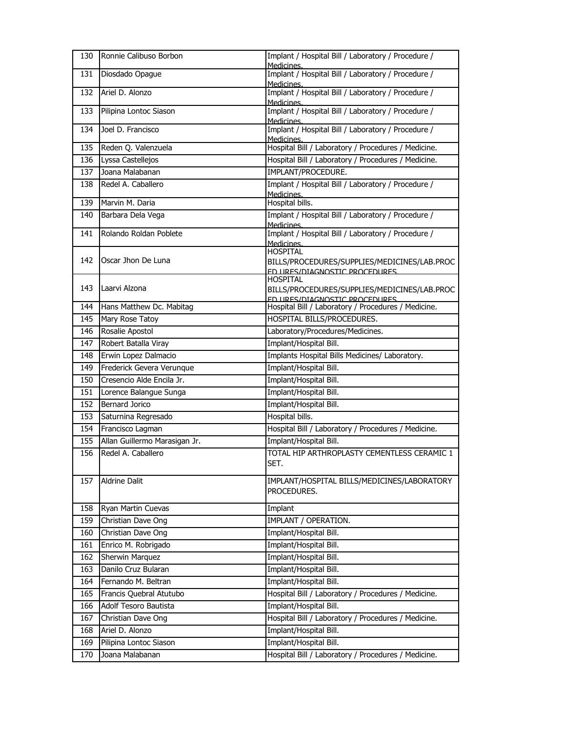| 130 | Ronnie Calibuso Borbon | Implant / Hospital Bill / Laboratory / Procedure / Medicines. |
|---|---|---|
| 131 | Diosdado Opague | Implant / Hospital Bill / Laboratory / Procedure / Medicines. |
| 132 | Ariel D. Alonzo | Implant / Hospital Bill / Laboratory / Procedure / Medicines. |
| 133 | Pilipina Lontoc Siason | Implant / Hospital Bill / Laboratory / Procedure / Medicines. |
| 134 | Joel D. Francisco | Implant / Hospital Bill / Laboratory / Procedure / Medicines. |
| 135 | Reden Q. Valenzuela | Hospital Bill / Laboratory / Procedures / Medicine. |
| 136 | Lyssa Castellejos | Hospital Bill / Laboratory / Procedures / Medicine. |
| 137 | Joana Malabanan | IMPLANT/PROCEDURE. |
| 138 | Redel A. Caballero | Implant / Hospital Bill / Laboratory / Procedure / Medicines. |
| 139 | Marvin M. Daria | Hospital bills. |
| 140 | Barbara Dela Vega | Implant / Hospital Bill / Laboratory / Procedure / Medicines. |
| 141 | Rolando Roldan Poblete | Implant / Hospital Bill / Laboratory / Procedure / Medicines. |
| 142 | Oscar Jhon De Luna | HOSPITAL BILLS/PROCEDURES/SUPPLIES/MEDICINES/LAB.PROCEDURES/DIAGNOSTIC PROCEDURES. |
| 143 | Laarvi Alzona | HOSPITAL BILLS/PROCEDURES/SUPPLIES/MEDICINES/LAB.PROCEDURES/DIAGNOSTIC PROCEDURES. |
| 144 | Hans Matthew Dc. Mabitag | Hospital Bill / Laboratory / Procedures / Medicine. |
| 145 | Mary Rose Tatoy | HOSPITAL BILLS/PROCEDURES. |
| 146 | Rosalie Apostol | Laboratory/Procedures/Medicines. |
| 147 | Robert Batalla Viray | Implant/Hospital Bill. |
| 148 | Erwin Lopez Dalmacio | Implants Hospital Bills Medicines/ Laboratory. |
| 149 | Frederick Gevera Verunque | Implant/Hospital Bill. |
| 150 | Cresencio Alde Encila Jr. | Implant/Hospital Bill. |
| 151 | Lorence Balangue Sunga | Implant/Hospital Bill. |
| 152 | Bernard Jorico | Implant/Hospital Bill. |
| 153 | Saturnina Regresado | Hospital bills. |
| 154 | Francisco Lagman | Hospital Bill / Laboratory / Procedures / Medicine. |
| 155 | Allan Guillermo Marasigan Jr. | Implant/Hospital Bill. |
| 156 | Redel A. Caballero | TOTAL HIP ARTHROPLASTY CEMENTLESS CERAMIC 1 SET. |
| 157 | Aldrine Dalit | IMPLANT/HOSPITAL BILLS/MEDICINES/LABORATORY PROCEDURES. |
| 158 | Ryan Martin Cuevas | Implant |
| 159 | Christian Dave Ong | IMPLANT / OPERATION. |
| 160 | Christian Dave Ong | Implant/Hospital Bill. |
| 161 | Enrico M. Robrigado | Implant/Hospital Bill. |
| 162 | Sherwin Marquez | Implant/Hospital Bill. |
| 163 | Danilo Cruz Bularan | Implant/Hospital Bill. |
| 164 | Fernando M. Beltran | Implant/Hospital Bill. |
| 165 | Francis Quebral Atutubo | Hospital Bill / Laboratory / Procedures / Medicine. |
| 166 | Adolf Tesoro Bautista | Implant/Hospital Bill. |
| 167 | Christian Dave Ong | Hospital Bill / Laboratory / Procedures / Medicine. |
| 168 | Ariel D. Alonzo | Implant/Hospital Bill. |
| 169 | Pilipina Lontoc Siason | Implant/Hospital Bill. |
| 170 | Joana Malabanan | Hospital Bill / Laboratory / Procedures / Medicine. |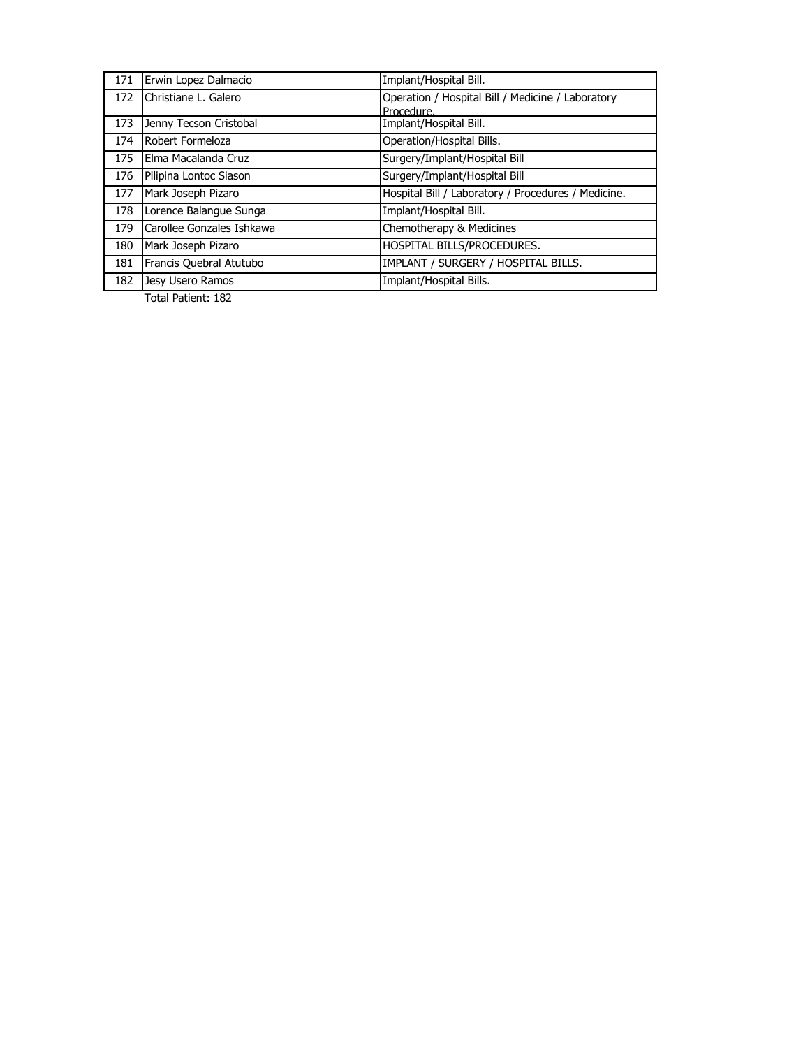| | | |
|---|---|---|
| 171 | Erwin Lopez Dalmacio | Implant/Hospital Bill. |
| 172 | Christiane L. Galero | Operation / Hospital Bill / Medicine / Laboratory Procedure. |
| 173 | Jenny Tecson Cristobal | Implant/Hospital Bill. |
| 174 | Robert Formeloza | Operation/Hospital Bills. |
| 175 | Elma Macalanda Cruz | Surgery/Implant/Hospital Bill |
| 176 | Pilipina Lontoc Siason | Surgery/Implant/Hospital Bill |
| 177 | Mark Joseph Pizaro | Hospital Bill / Laboratory / Procedures / Medicine. |
| 178 | Lorence Balangue Sunga | Implant/Hospital Bill. |
| 179 | Carollee Gonzales Ishkawa | Chemotherapy & Medicines |
| 180 | Mark Joseph Pizaro | HOSPITAL BILLS/PROCEDURES. |
| 181 | Francis Quebral Atutubo | IMPLANT / SURGERY / HOSPITAL BILLS. |
| 182 | Jesy Usero Ramos | Implant/Hospital Bills. |

Total Patient: 182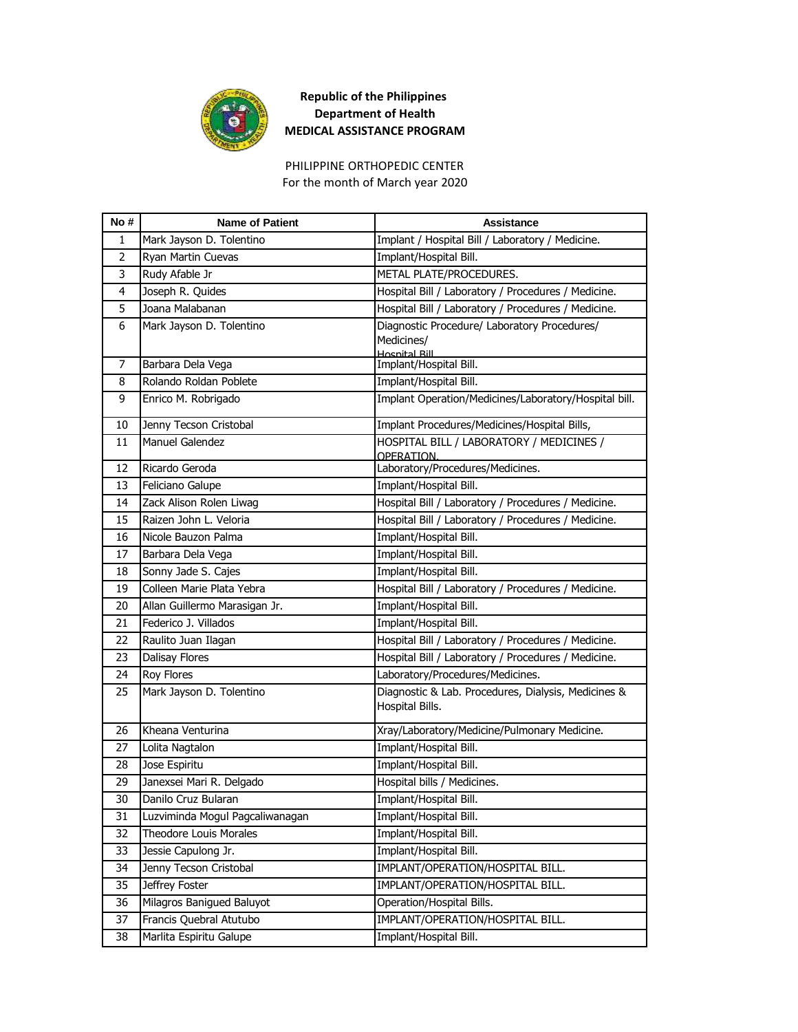**Republic of the Philippines**
**Department of Health**
**MEDICAL ASSISTANCE PROGRAM**

PHILIPPINE ORTHOPEDIC CENTER
For the month of March year 2020

| No # | Name of Patient | Assistance |
|---|---|---|
| 1 | Mark Jayson D. Tolentino | Implant / Hospital Bill / Laboratory / Medicine. |
| 2 | Ryan Martin Cuevas | Implant/Hospital Bill. |
| 3 | Rudy Afable Jr | METAL PLATE/PROCEDURES. |
| 4 | Joseph R. Quides | Hospital Bill / Laboratory / Procedures / Medicine. |
| 5 | Joana Malabanan | Hospital Bill / Laboratory / Procedures / Medicine. |
| 6 | Mark Jayson D. Tolentino | Diagnostic Procedure/ Laboratory Procedures/ Medicines/ Hospital Bill |
| 7 | Barbara Dela Vega | Implant/Hospital Bill. |
| 8 | Rolando Roldan Poblete | Implant/Hospital Bill. |
| 9 | Enrico M. Robrigado | Implant Operation/Medicines/Laboratory/Hospital bill. |
| 10 | Jenny Tecson Cristobal | Implant Procedures/Medicines/Hospital Bills, |
| 11 | Manuel Galendez | HOSPITAL BILL / LABORATORY / MEDICINES / OPERATION. |
| 12 | Ricardo Geroda | Laboratory/Procedures/Medicines. |
| 13 | Feliciano Galupe | Implant/Hospital Bill. |
| 14 | Zack Alison Rolen Liwag | Hospital Bill / Laboratory / Procedures / Medicine. |
| 15 | Raizen John L. Veloria | Hospital Bill / Laboratory / Procedures / Medicine. |
| 16 | Nicole Bauzon Palma | Implant/Hospital Bill. |
| 17 | Barbara Dela Vega | Implant/Hospital Bill. |
| 18 | Sonny Jade S. Cajes | Implant/Hospital Bill. |
| 19 | Colleen Marie Plata Yebra | Hospital Bill / Laboratory / Procedures / Medicine. |
| 20 | Allan Guillermo Marasigan Jr. | Implant/Hospital Bill. |
| 21 | Federico J. Villados | Implant/Hospital Bill. |
| 22 | Raulito Juan Ilagan | Hospital Bill / Laboratory / Procedures / Medicine. |
| 23 | Dalisay Flores | Hospital Bill / Laboratory / Procedures / Medicine. |
| 24 | Roy Flores | Laboratory/Procedures/Medicines. |
| 25 | Mark Jayson D. Tolentino | Diagnostic & Lab. Procedures, Dialysis, Medicines & Hospital Bills. |
| 26 | Kheana Venturina | Xray/Laboratory/Medicine/Pulmonary Medicine. |
| 27 | Lolita Nagtalon | Implant/Hospital Bill. |
| 28 | Jose Espiritu | Implant/Hospital Bill. |
| 29 | Janexsei Mari R. Delgado | Hospital bills / Medicines. |
| 30 | Danilo Cruz Bularan | Implant/Hospital Bill. |
| 31 | Luzviminda Mogul Pagcaliwanagan | Implant/Hospital Bill. |
| 32 | Theodore Louis Morales | Implant/Hospital Bill. |
| 33 | Jessie Capulong Jr. | Implant/Hospital Bill. |
| 34 | Jenny Tecson Cristobal | IMPLANT/OPERATION/HOSPITAL BILL. |
| 35 | Jeffrey Foster | IMPLANT/OPERATION/HOSPITAL BILL. |
| 36 | Milagros Banigued Baluyot | Operation/Hospital Bills. |
| 37 | Francis Quebral Atutubo | IMPLANT/OPERATION/HOSPITAL BILL. |
| 38 | Marlita Espiritu Galupe | Implant/Hospital Bill. |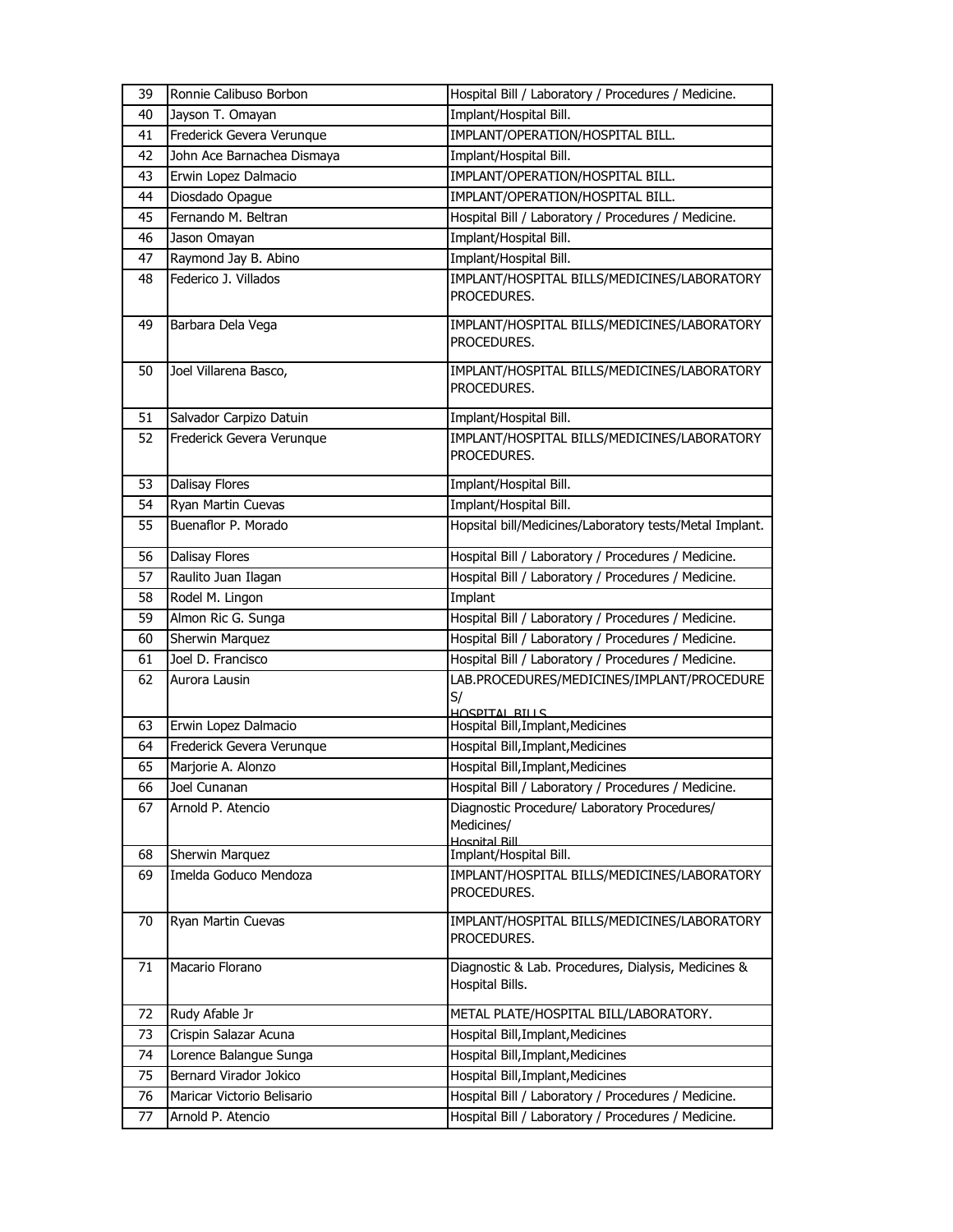| 39 | Ronnie Calibuso Borbon | Hospital Bill / Laboratory / Procedures / Medicine. |
|---|---|---|
| 40 | Jayson T. Omayan | Implant/Hospital Bill. |
| 41 | Frederick Gevera Verunque | IMPLANT/OPERATION/HOSPITAL BILL. |
| 42 | John Ace Barnachea Dismaya | Implant/Hospital Bill. |
| 43 | Erwin Lopez Dalmacio | IMPLANT/OPERATION/HOSPITAL BILL. |
| 44 | Diosdado Opague | IMPLANT/OPERATION/HOSPITAL BILL. |
| 45 | Fernando M. Beltran | Hospital Bill / Laboratory / Procedures / Medicine. |
| 46 | Jason Omayan | Implant/Hospital Bill. |
| 47 | Raymond Jay B. Abino | Implant/Hospital Bill. |
| 48 | Federico J. Villados | IMPLANT/HOSPITAL BILLS/MEDICINES/LABORATORY PROCEDURES. |
| 49 | Barbara Dela Vega | IMPLANT/HOSPITAL BILLS/MEDICINES/LABORATORY PROCEDURES. |
| 50 | Joel Villarena Basco, | IMPLANT/HOSPITAL BILLS/MEDICINES/LABORATORY PROCEDURES. |
| 51 | Salvador Carpizo Datuin | Implant/Hospital Bill. |
| 52 | Frederick Gevera Verunque | IMPLANT/HOSPITAL BILLS/MEDICINES/LABORATORY PROCEDURES. |
| 53 | Dalisay Flores | Implant/Hospital Bill. |
| 54 | Ryan Martin Cuevas | Implant/Hospital Bill. |
| 55 | Buenaflor P. Morado | Hopsital bill/Medicines/Laboratory tests/Metal Implant. |
| 56 | Dalisay Flores | Hospital Bill / Laboratory / Procedures / Medicine. |
| 57 | Raulito Juan Ilagan | Hospital Bill / Laboratory / Procedures / Medicine. |
| 58 | Rodel M. Lingon | Implant |
| 59 | Almon Ric G. Sunga | Hospital Bill / Laboratory / Procedures / Medicine. |
| 60 | Sherwin Marquez | Hospital Bill / Laboratory / Procedures / Medicine. |
| 61 | Joel D. Francisco | Hospital Bill / Laboratory / Procedures / Medicine. |
| 62 | Aurora Lausin | LAB.PROCEDURES/MEDICINES/IMPLANT/PROCEDURES/ HOSPITAL BILLS |
| 63 | Erwin Lopez Dalmacio | Hospital Bill,Implant,Medicines |
| 64 | Frederick Gevera Verunque | Hospital Bill,Implant,Medicines |
| 65 | Marjorie A. Alonzo | Hospital Bill,Implant,Medicines |
| 66 | Joel Cunanan | Hospital Bill / Laboratory / Procedures / Medicine. |
| 67 | Arnold P. Atencio | Diagnostic Procedure/ Laboratory Procedures/ Medicines/ Hospital Bill |
| 68 | Sherwin Marquez | Implant/Hospital Bill. |
| 69 | Imelda Goduco Mendoza | IMPLANT/HOSPITAL BILLS/MEDICINES/LABORATORY PROCEDURES. |
| 70 | Ryan Martin Cuevas | IMPLANT/HOSPITAL BILLS/MEDICINES/LABORATORY PROCEDURES. |
| 71 | Macario Florano | Diagnostic & Lab. Procedures, Dialysis, Medicines & Hospital Bills. |
| 72 | Rudy Afable Jr | METAL PLATE/HOSPITAL BILL/LABORATORY. |
| 73 | Crispin Salazar Acuna | Hospital Bill,Implant,Medicines |
| 74 | Lorence Balangue Sunga | Hospital Bill,Implant,Medicines |
| 75 | Bernard Virador Jokico | Hospital Bill,Implant,Medicines |
| 76 | Maricar Victorio Belisario | Hospital Bill / Laboratory / Procedures / Medicine. |
| 77 | Arnold P. Atencio | Hospital Bill / Laboratory / Procedures / Medicine. |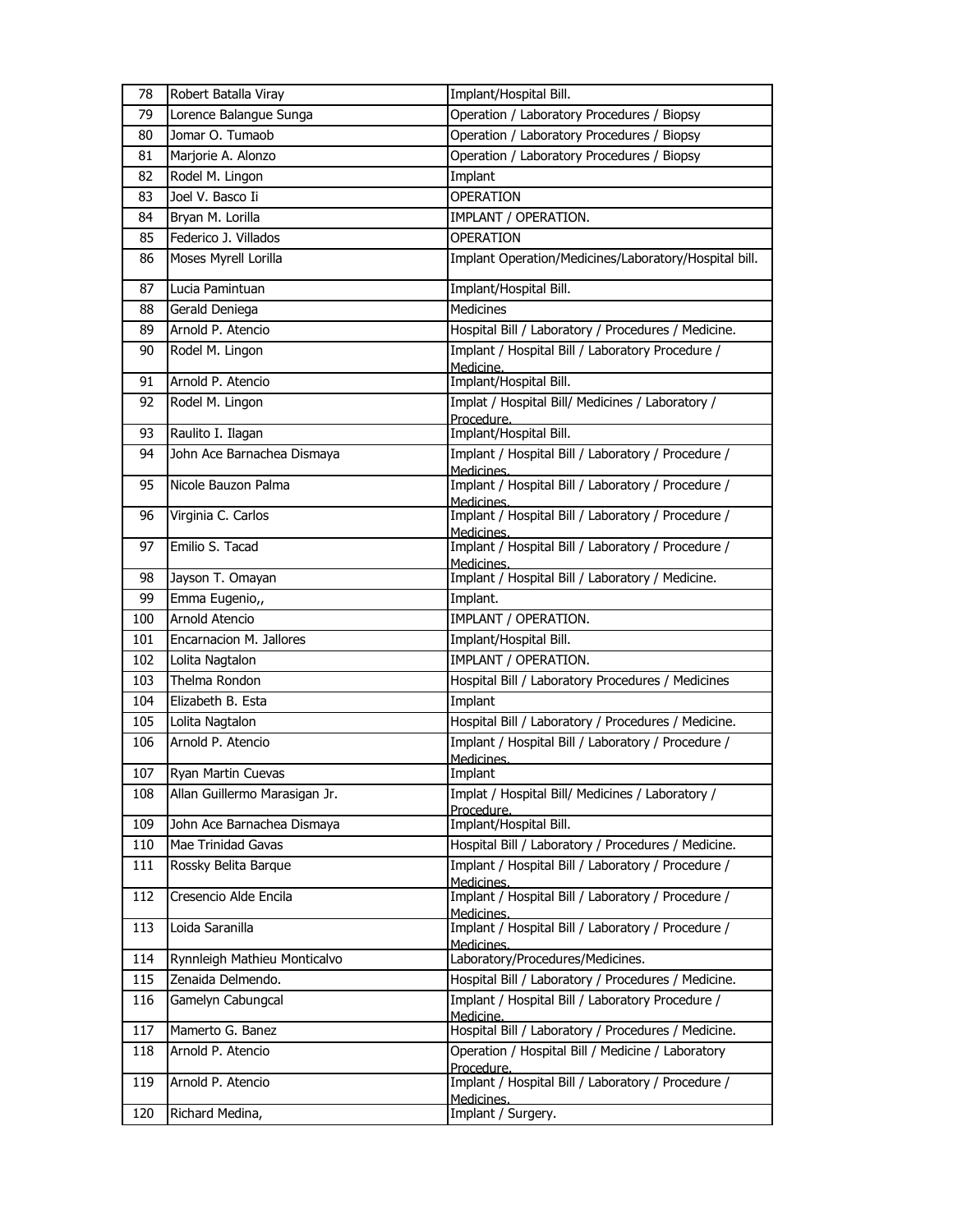| 78 | Robert Batalla Viray | Implant/Hospital Bill. |
|---|---|---|
| 79 | Lorence Balangue Sunga | Operation / Laboratory Procedures / Biopsy |
| 80 | Jomar O. Tumaob | Operation / Laboratory Procedures / Biopsy |
| 81 | Marjorie A. Alonzo | Operation / Laboratory Procedures / Biopsy |
| 82 | Rodel M. Lingon | Implant |
| 83 | Joel V. Basco Ii | OPERATION |
| 84 | Bryan M. Lorilla | IMPLANT / OPERATION. |
| 85 | Federico J. Villados | OPERATION |
| 86 | Moses Myrell Lorilla | Implant Operation/Medicines/Laboratory/Hospital bill. |
| 87 | Lucia Pamintuan | Implant/Hospital Bill. |
| 88 | Gerald Deniega | Medicines |
| 89 | Arnold P. Atencio | Hospital Bill / Laboratory / Procedures / Medicine. |
| 90 | Rodel M. Lingon | Implant / Hospital Bill / Laboratory Procedure / Medicine. |
| 91 | Arnold P. Atencio | Implant/Hospital Bill. |
| 92 | Rodel M. Lingon | Implat / Hospital Bill/ Medicines / Laboratory / Procedure. |
| 93 | Raulito I. Ilagan | Implant/Hospital Bill. |
| 94 | John Ace Barnachea Dismaya | Implant / Hospital Bill / Laboratory / Procedure / Medicines. |
| 95 | Nicole Bauzon Palma | Implant / Hospital Bill / Laboratory / Procedure / Medicines. |
| 96 | Virginia C. Carlos | Implant / Hospital Bill / Laboratory / Procedure / Medicines. |
| 97 | Emilio S. Tacad | Implant / Hospital Bill / Laboratory / Procedure / Medicines. |
| 98 | Jayson T. Omayan | Implant / Hospital Bill / Laboratory / Medicine. |
| 99 | Emma Eugenio,, | Implant. |
| 100 | Arnold Atencio | IMPLANT / OPERATION. |
| 101 | Encarnacion M. Jallores | Implant/Hospital Bill. |
| 102 | Lolita Nagtalon | IMPLANT / OPERATION. |
| 103 | Thelma Rondon | Hospital Bill / Laboratory Procedures / Medicines |
| 104 | Elizabeth B. Esta | Implant |
| 105 | Lolita Nagtalon | Hospital Bill / Laboratory / Procedures / Medicine. |
| 106 | Arnold P. Atencio | Implant / Hospital Bill / Laboratory / Procedure / Medicines. |
| 107 | Ryan Martin Cuevas | Implant |
| 108 | Allan Guillermo Marasigan Jr. | Implat / Hospital Bill/ Medicines / Laboratory / Procedure. |
| 109 | John Ace Barnachea Dismaya | Implant/Hospital Bill. |
| 110 | Mae Trinidad Gavas | Hospital Bill / Laboratory / Procedures / Medicine. |
| 111 | Rossky Belita Barque | Implant / Hospital Bill / Laboratory / Procedure / Medicines. |
| 112 | Cresencio Alde Encila | Implant / Hospital Bill / Laboratory / Procedure / Medicines. |
| 113 | Loida Saranilla | Implant / Hospital Bill / Laboratory / Procedure / Medicines. |
| 114 | Rynnleigh Mathieu Monticalvo | Laboratory/Procedures/Medicines. |
| 115 | Zenaida Delmendo. | Hospital Bill / Laboratory / Procedures / Medicine. |
| 116 | Gamelyn Cabungcal | Implant / Hospital Bill / Laboratory Procedure / Medicine. |
| 117 | Mamerto G. Banez | Hospital Bill / Laboratory / Procedures / Medicine. |
| 118 | Arnold P. Atencio | Operation / Hospital Bill / Medicine / Laboratory Procedure. |
| 119 | Arnold P. Atencio | Implant / Hospital Bill / Laboratory / Procedure / Medicines. |
| 120 | Richard Medina, | Implant / Surgery. |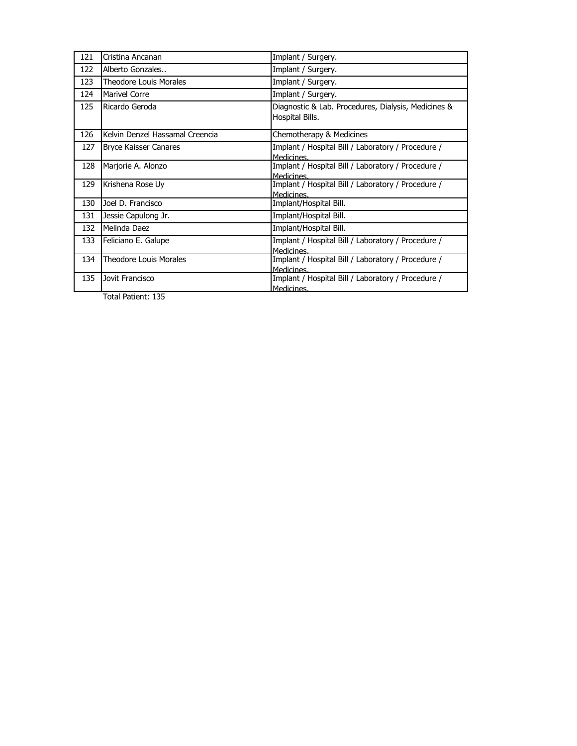| 121 | Cristina Ancanan | Implant / Surgery. |
|---|---|---|
| 122 | Alberto Gonzales.. | Implant / Surgery. |
| 123 | Theodore Louis Morales | Implant / Surgery. |
| 124 | Marivel Corre | Implant / Surgery. |
| 125 | Ricardo Geroda | Diagnostic & Lab. Procedures, Dialysis, Medicines & Hospital Bills. |
| 126 | Kelvin Denzel Hassamal Creencia | Chemotherapy & Medicines |
| 127 | Bryce Kaisser Canares | Implant / Hospital Bill / Laboratory / Procedure / Medicines. |
| 128 | Marjorie A. Alonzo | Implant / Hospital Bill / Laboratory / Procedure / Medicines. |
| 129 | Krishena Rose Uy | Implant / Hospital Bill / Laboratory / Procedure / Medicines. |
| 130 | Joel D. Francisco | Implant/Hospital Bill. |
| 131 | Jessie Capulong Jr. | Implant/Hospital Bill. |
| 132 | Melinda Daez | Implant/Hospital Bill. |
| 133 | Feliciano E. Galupe | Implant / Hospital Bill / Laboratory / Procedure / Medicines. |
| 134 | Theodore Louis Morales | Implant / Hospital Bill / Laboratory / Procedure / Medicines. |
| 135 | Jovit Francisco | Implant / Hospital Bill / Laboratory / Procedure / Medicines. |

Total Patient: 135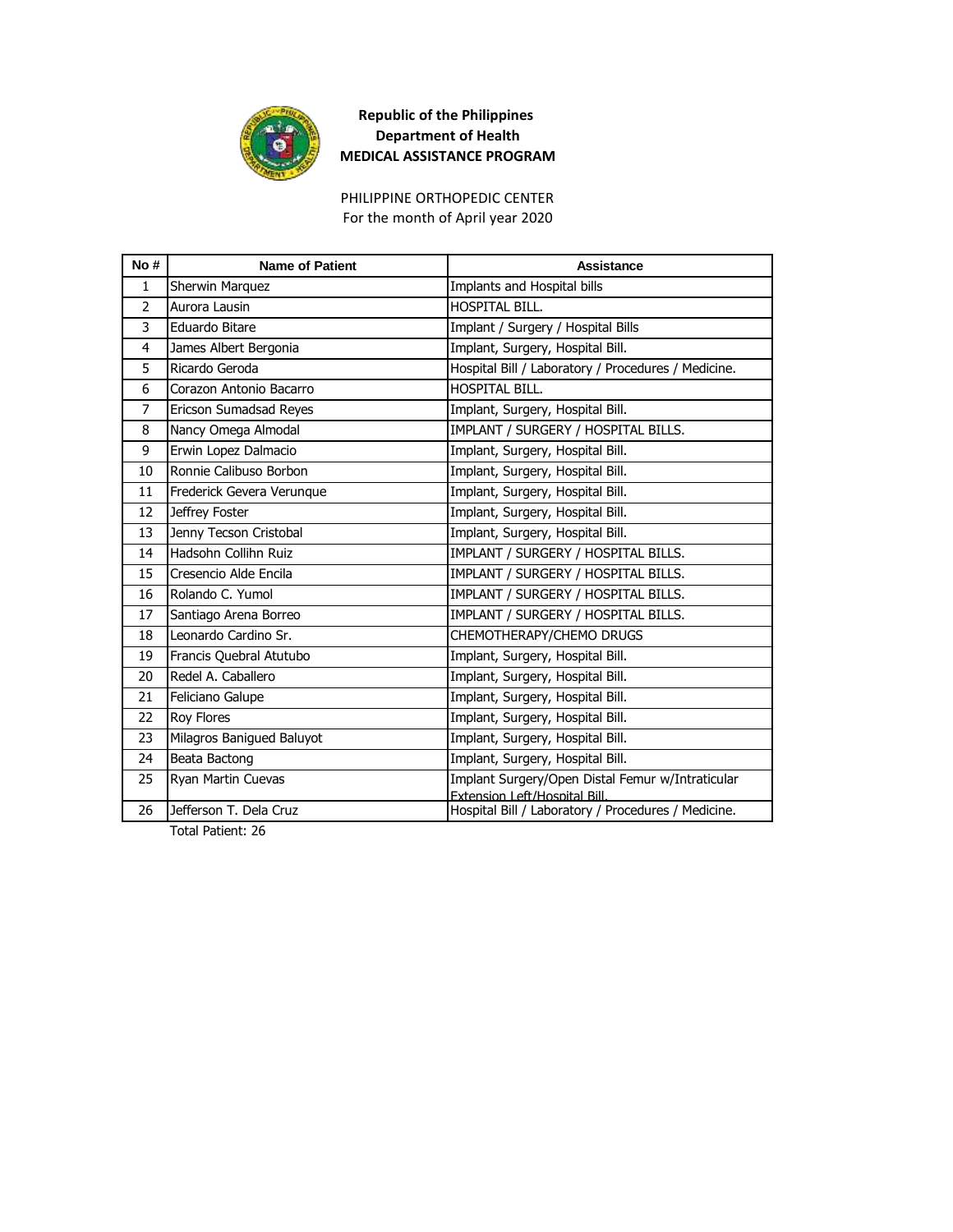**Republic of the Philippines**
**Department of Health**
**MEDICAL ASSISTANCE PROGRAM**

PHILIPPINE ORTHOPEDIC CENTER
For the month of April year 2020

| No # | Name of Patient | Assistance |
|---|---|---|
| 1 | Sherwin Marquez | Implants and Hospital bills |
| 2 | Aurora Lausin | HOSPITAL BILL. |
| 3 | Eduardo Bitare | Implant / Surgery / Hospital Bills |
| 4 | James Albert Bergonia | Implant, Surgery, Hospital Bill. |
| 5 | Ricardo Geroda | Hospital Bill / Laboratory / Procedures / Medicine. |
| 6 | Corazon Antonio Bacarro | HOSPITAL BILL. |
| 7 | Ericson Sumadsad Reyes | Implant, Surgery, Hospital Bill. |
| 8 | Nancy Omega Almodal | IMPLANT / SURGERY / HOSPITAL BILLS. |
| 9 | Erwin Lopez Dalmacio | Implant, Surgery, Hospital Bill. |
| 10 | Ronnie Calibuso Borbon | Implant, Surgery, Hospital Bill. |
| 11 | Frederick Gevera Verunque | Implant, Surgery, Hospital Bill. |
| 12 | Jeffrey Foster | Implant, Surgery, Hospital Bill. |
| 13 | Jenny Tecson Cristobal | Implant, Surgery, Hospital Bill. |
| 14 | Hadsohn Collihn Ruiz | IMPLANT / SURGERY / HOSPITAL BILLS. |
| 15 | Cresencio Alde Encila | IMPLANT / SURGERY / HOSPITAL BILLS. |
| 16 | Rolando C. Yumol | IMPLANT / SURGERY / HOSPITAL BILLS. |
| 17 | Santiago Arena Borreo | IMPLANT / SURGERY / HOSPITAL BILLS. |
| 18 | Leonardo Cardino Sr. | CHEMOTHERAPY/CHEMO DRUGS |
| 19 | Francis Quebral Atutubo | Implant, Surgery, Hospital Bill. |
| 20 | Redel A. Caballero | Implant, Surgery, Hospital Bill. |
| 21 | Feliciano Galupe | Implant, Surgery, Hospital Bill. |
| 22 | Roy Flores | Implant, Surgery, Hospital Bill. |
| 23 | Milagros Banigued Baluyot | Implant, Surgery, Hospital Bill. |
| 24 | Beata Bactong | Implant, Surgery, Hospital Bill. |
| 25 | Ryan Martin Cuevas | Implant Surgery/Open Distal Femur w/Intraticular Extension Left/Hospital Bill. |
| 26 | Jefferson T. Dela Cruz | Hospital Bill / Laboratory / Procedures / Medicine. |

Total Patient: 26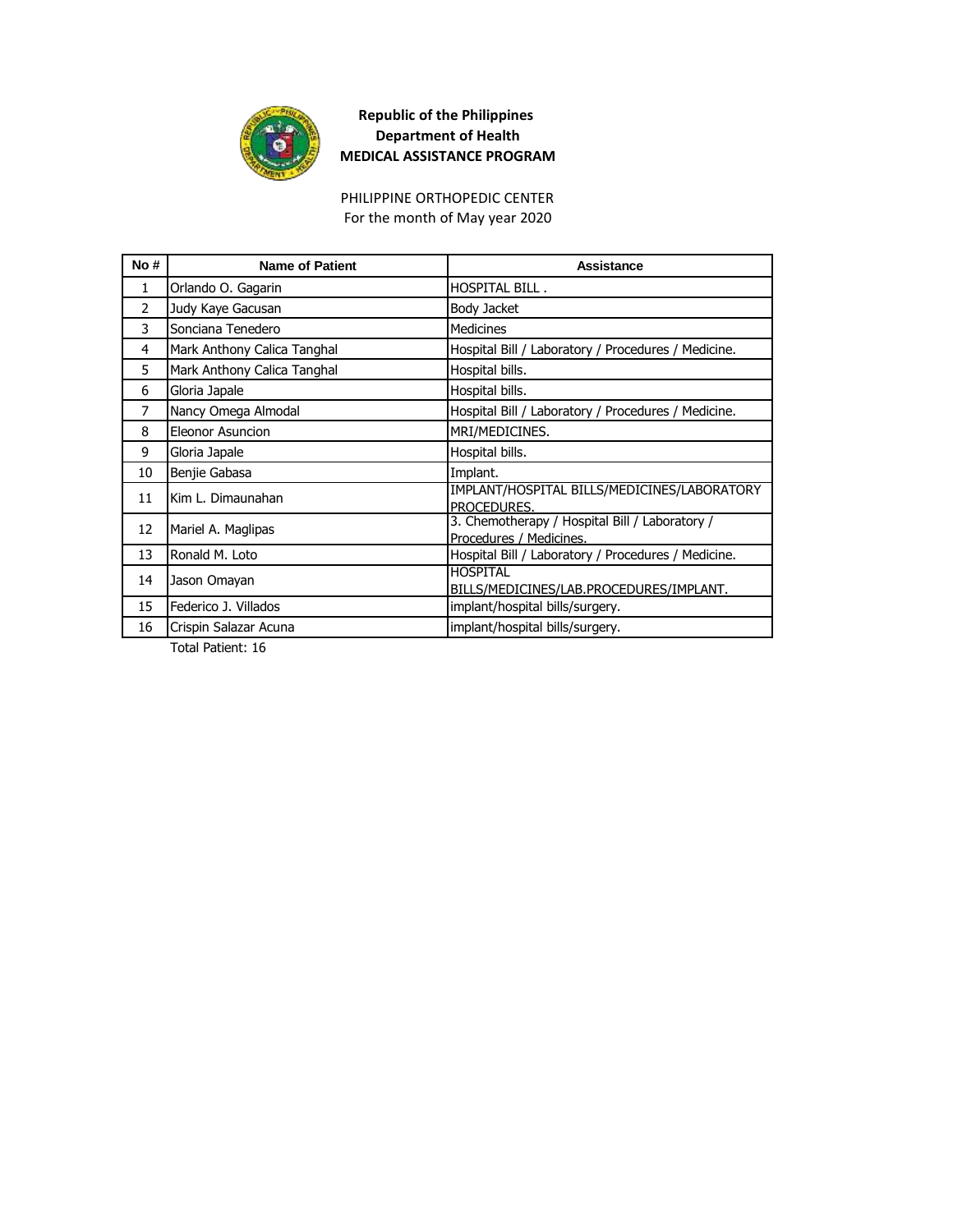**Republic of the Philippines**
**Department of Health**
**MEDICAL ASSISTANCE PROGRAM**

PHILIPPINE ORTHOPEDIC CENTER
For the month of May year 2020

| No # | Name of Patient | Assistance |
|---|---|---|
| 1 | Orlando O. Gagarin | HOSPITAL BILL . |
| 2 | Judy Kaye Gacusan | Body Jacket |
| 3 | Sonciana Tenedero | Medicines |
| 4 | Mark Anthony Calica Tanghal | Hospital Bill / Laboratory / Procedures / Medicine. |
| 5 | Mark Anthony Calica Tanghal | Hospital bills. |
| 6 | Gloria Japale | Hospital bills. |
| 7 | Nancy Omega Almodal | Hospital Bill / Laboratory / Procedures / Medicine. |
| 8 | Eleonor Asuncion | MRI/MEDICINES. |
| 9 | Gloria Japale | Hospital bills. |
| 10 | Benjie Gabasa | Implant. |
| 11 | Kim L. Dimaunahan | IMPLANT/HOSPITAL BILLS/MEDICINES/LABORATORY PROCEDURES. |
| 12 | Mariel A. Maglipas | 3. Chemotherapy / Hospital Bill / Laboratory / Procedures / Medicines. |
| 13 | Ronald M. Loto | Hospital Bill / Laboratory / Procedures / Medicine. |
| 14 | Jason Omayan | HOSPITAL BILLS/MEDICINES/LAB.PROCEDURES/IMPLANT. |
| 15 | Federico J. Villados | implant/hospital bills/surgery. |
| 16 | Crispin Salazar Acuna | implant/hospital bills/surgery. |

Total Patient: 16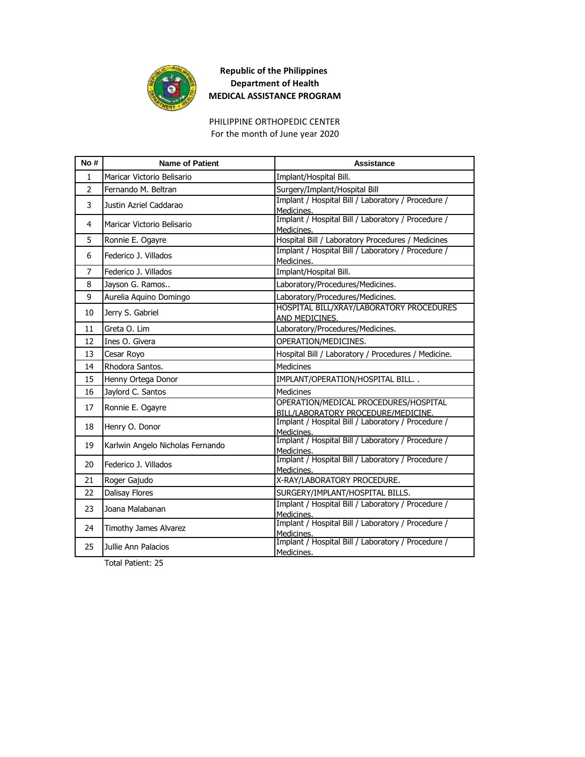**Republic of the Philippines**
**Department of Health**
**MEDICAL ASSISTANCE PROGRAM**

PHILIPPINE ORTHOPEDIC CENTER
For the month of June year 2020

| No # | Name of Patient | Assistance |
|---|---|---|
| 1 | Maricar Victorio Belisario | Implant/Hospital Bill. |
| 2 | Fernando M. Beltran | Surgery/Implant/Hospital Bill |
| 3 | Justin Azriel Caddarao | Implant / Hospital Bill / Laboratory / Procedure / Medicines. |
| 4 | Maricar Victorio Belisario | Implant / Hospital Bill / Laboratory / Procedure / Medicines. |
| 5 | Ronnie E. Ogayre | Hospital Bill / Laboratory Procedures / Medicines |
| 6 | Federico J. Villados | Implant / Hospital Bill / Laboratory / Procedure / Medicines. |
| 7 | Federico J. Villados | Implant/Hospital Bill. |
| 8 | Jayson G. Ramos.. | Laboratory/Procedures/Medicines. |
| 9 | Aurelia Aquino Domingo | Laboratory/Procedures/Medicines. |
| 10 | Jerry S. Gabriel | HOSPITAL BILL/XRAY/LABORATORY PROCEDURES AND MEDICINES. |
| 11 | Greta O. Lim | Laboratory/Procedures/Medicines. |
| 12 | Ines O. Givera | OPERATION/MEDICINES. |
| 13 | Cesar Royo | Hospital Bill / Laboratory / Procedures / Medicine. |
| 14 | Rhodora Santos. | Medicines |
| 15 | Henny Ortega Donor | IMPLANT/OPERATION/HOSPITAL BILL. . |
| 16 | Jaylord C. Santos | Medicines |
| 17 | Ronnie E. Ogayre | OPERATION/MEDICAL PROCEDURES/HOSPITAL BILL/LABORATORY PROCEDURE/MEDICINE. |
| 18 | Henry O. Donor | Implant / Hospital Bill / Laboratory / Procedure / Medicines. |
| 19 | Karlwin Angelo Nicholas Fernando | Implant / Hospital Bill / Laboratory / Procedure / Medicines. |
| 20 | Federico J. Villados | Implant / Hospital Bill / Laboratory / Procedure / Medicines. |
| 21 | Roger Gajudo | X-RAY/LABORATORY PROCEDURE. |
| 22 | Dalisay Flores | SURGERY/IMPLANT/HOSPITAL BILLS. |
| 23 | Joana Malabanan | Implant / Hospital Bill / Laboratory / Procedure / Medicines. |
| 24 | Timothy James Alvarez | Implant / Hospital Bill / Laboratory / Procedure / Medicines. |
| 25 | Jullie Ann Palacios | Implant / Hospital Bill / Laboratory / Procedure / Medicines. |

Total Patient: 25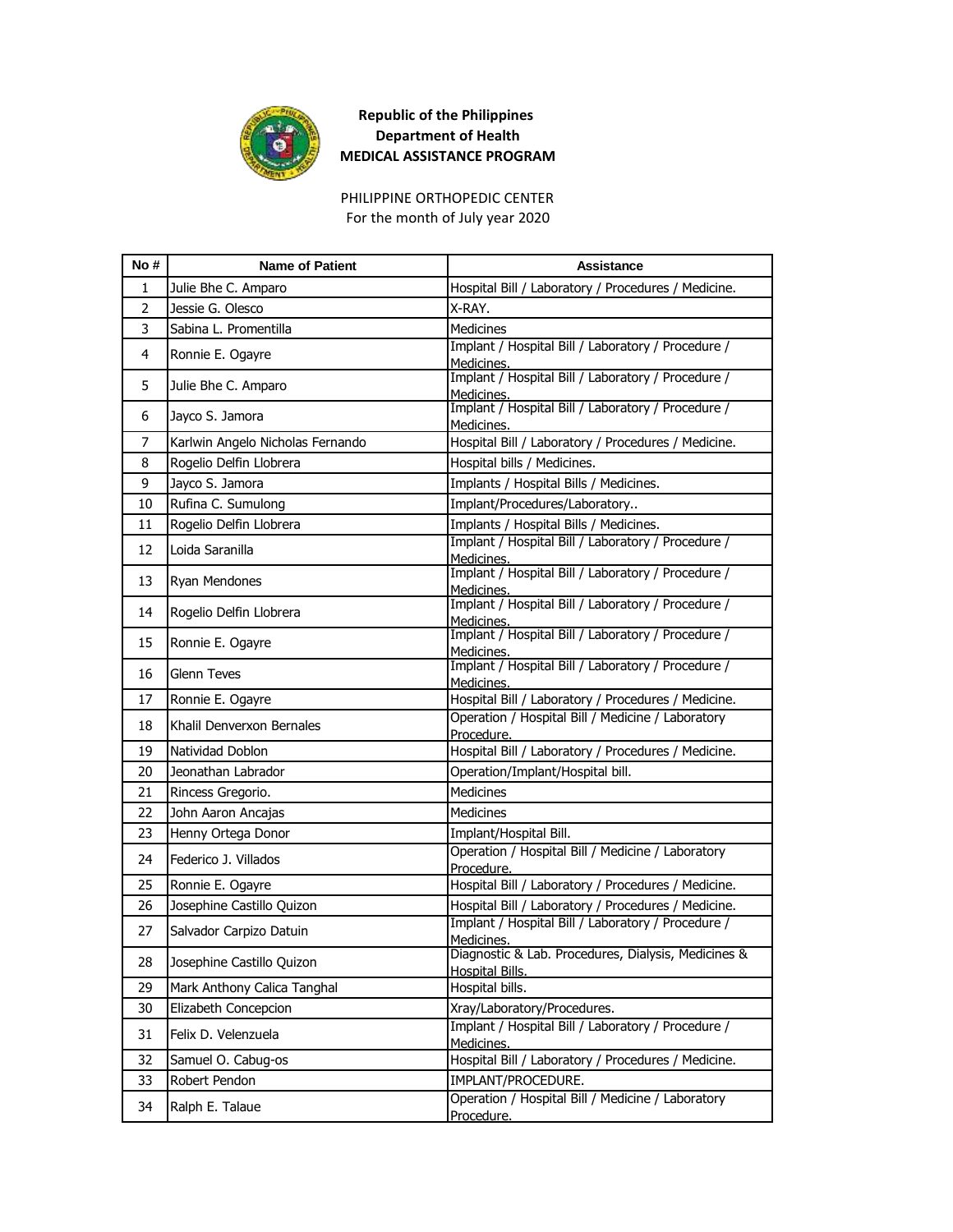**Republic of the Philippines**
**Department of Health**
**MEDICAL ASSISTANCE PROGRAM**

PHILIPPINE ORTHOPEDIC CENTER
For the month of July year 2020

| No # | Name of Patient | Assistance |
|---|---|---|
| 1 | Julie Bhe C. Amparo | Hospital Bill / Laboratory / Procedures / Medicine. |
| 2 | Jessie G. Olesco | X-RAY. |
| 3 | Sabina L. Promentilla | Medicines |
| 4 | Ronnie E. Ogayre | Implant / Hospital Bill / Laboratory / Procedure / Medicines. |
| 5 | Julie Bhe C. Amparo | Implant / Hospital Bill / Laboratory / Procedure / Medicines. |
| 6 | Jayco S. Jamora | Implant / Hospital Bill / Laboratory / Procedure / Medicines. |
| 7 | Karlwin Angelo Nicholas Fernando | Hospital Bill / Laboratory / Procedures / Medicine. |
| 8 | Rogelio Delfin Llobrera | Hospital bills / Medicines. |
| 9 | Jayco S. Jamora | Implants / Hospital Bills / Medicines. |
| 10 | Rufina C. Sumulong | Implant/Procedures/Laboratory.. |
| 11 | Rogelio Delfin Llobrera | Implants / Hospital Bills / Medicines. |
| 12 | Loida Saranilla | Implant / Hospital Bill / Laboratory / Procedure / Medicines. |
| 13 | Ryan Mendones | Implant / Hospital Bill / Laboratory / Procedure / Medicines. |
| 14 | Rogelio Delfin Llobrera | Implant / Hospital Bill / Laboratory / Procedure / Medicines. |
| 15 | Ronnie E. Ogayre | Implant / Hospital Bill / Laboratory / Procedure / Medicines. |
| 16 | Glenn Teves | Implant / Hospital Bill / Laboratory / Procedure / Medicines. |
| 17 | Ronnie E. Ogayre | Hospital Bill / Laboratory / Procedures / Medicine. |
| 18 | Khalil Denverxon Bernales | Operation / Hospital Bill / Medicine / Laboratory Procedure. |
| 19 | Natividad Doblon | Hospital Bill / Laboratory / Procedures / Medicine. |
| 20 | Jeonathan Labrador | Operation/Implant/Hospital bill. |
| 21 | Rincess Gregorio. | Medicines |
| 22 | John Aaron Ancajas | Medicines |
| 23 | Henny Ortega Donor | Implant/Hospital Bill. |
| 24 | Federico J. Villados | Operation / Hospital Bill / Medicine / Laboratory Procedure. |
| 25 | Ronnie E. Ogayre | Hospital Bill / Laboratory / Procedures / Medicine. |
| 26 | Josephine Castillo Quizon | Hospital Bill / Laboratory / Procedures / Medicine. |
| 27 | Salvador Carpizo Datuin | Implant / Hospital Bill / Laboratory / Procedure / Medicines. |
| 28 | Josephine Castillo Quizon | Diagnostic & Lab. Procedures, Dialysis, Medicines & Hospital Bills. |
| 29 | Mark Anthony Calica Tanghal | Hospital bills. |
| 30 | Elizabeth Concepcion | Xray/Laboratory/Procedures. |
| 31 | Felix D. Velenzuela | Implant / Hospital Bill / Laboratory / Procedure / Medicines. |
| 32 | Samuel O. Cabug-os | Hospital Bill / Laboratory / Procedures / Medicine. |
| 33 | Robert Pendon | IMPLANT/PROCEDURE. |
| 34 | Ralph E. Talaue | Operation / Hospital Bill / Medicine / Laboratory Procedure. |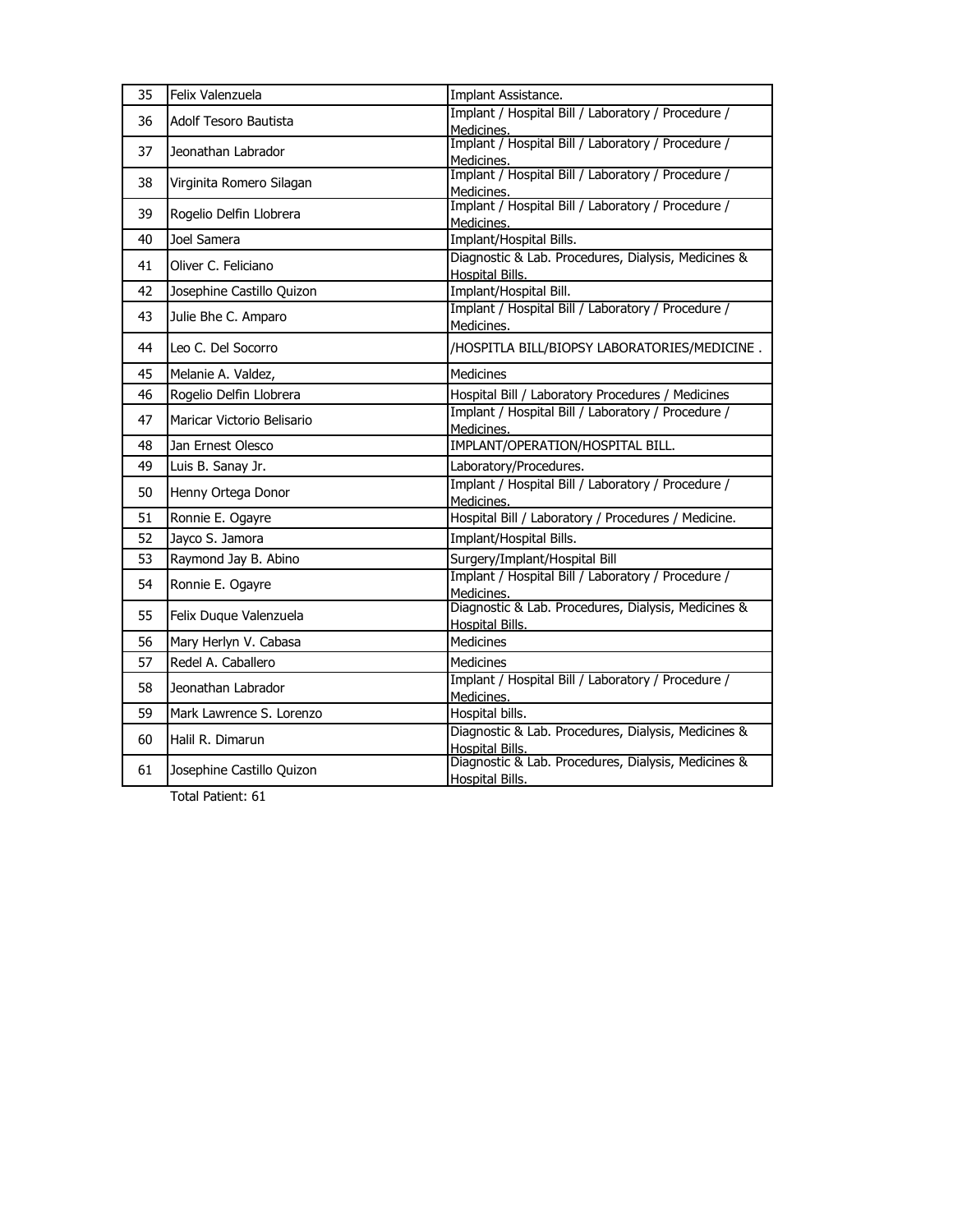| 35 | Felix Valenzuela | Implant Assistance. |
|---|---|---|
| 36 | Adolf Tesoro Bautista | Implant / Hospital Bill / Laboratory / Procedure / Medicines. |
| 37 | Jeonathan Labrador | Implant / Hospital Bill / Laboratory / Procedure / Medicines. |
| 38 | Virginita Romero Silagan | Implant / Hospital Bill / Laboratory / Procedure / Medicines. |
| 39 | Rogelio Delfin Llobrera | Implant / Hospital Bill / Laboratory / Procedure / Medicines. |
| 40 | Joel Samera | Implant/Hospital Bills. |
| 41 | Oliver C. Feliciano | Diagnostic & Lab. Procedures, Dialysis, Medicines & Hospital Bills. |
| 42 | Josephine Castillo Quizon | Implant/Hospital Bill. |
| 43 | Julie Bhe C. Amparo | Implant / Hospital Bill / Laboratory / Procedure / Medicines. |
| 44 | Leo C. Del Socorro | /HOSPITLA BILL/BIOPSY LABORATORIES/MEDICINE . |
| 45 | Melanie A. Valdez, | Medicines |
| 46 | Rogelio Delfin Llobrera | Hospital Bill / Laboratory Procedures / Medicines |
| 47 | Maricar Victorio Belisario | Implant / Hospital Bill / Laboratory / Procedure / Medicines. |
| 48 | Jan Ernest Olesco | IMPLANT/OPERATION/HOSPITAL BILL. |
| 49 | Luis B. Sanay Jr. | Laboratory/Procedures. |
| 50 | Henny Ortega Donor | Implant / Hospital Bill / Laboratory / Procedure / Medicines. |
| 51 | Ronnie E. Ogayre | Hospital Bill / Laboratory / Procedures / Medicine. |
| 52 | Jayco S. Jamora | Implant/Hospital Bills. |
| 53 | Raymond Jay B. Abino | Surgery/Implant/Hospital Bill |
| 54 | Ronnie E. Ogayre | Implant / Hospital Bill / Laboratory / Procedure / Medicines. |
| 55 | Felix Duque Valenzuela | Diagnostic & Lab. Procedures, Dialysis, Medicines & Hospital Bills. |
| 56 | Mary Herlyn V. Cabasa | Medicines |
| 57 | Redel A. Caballero | Medicines |
| 58 | Jeonathan Labrador | Implant / Hospital Bill / Laboratory / Procedure / Medicines. |
| 59 | Mark Lawrence S. Lorenzo | Hospital bills. |
| 60 | Halil R. Dimarun | Diagnostic & Lab. Procedures, Dialysis, Medicines & Hospital Bills. |
| 61 | Josephine Castillo Quizon | Diagnostic & Lab. Procedures, Dialysis, Medicines & Hospital Bills. |

Total Patient: 61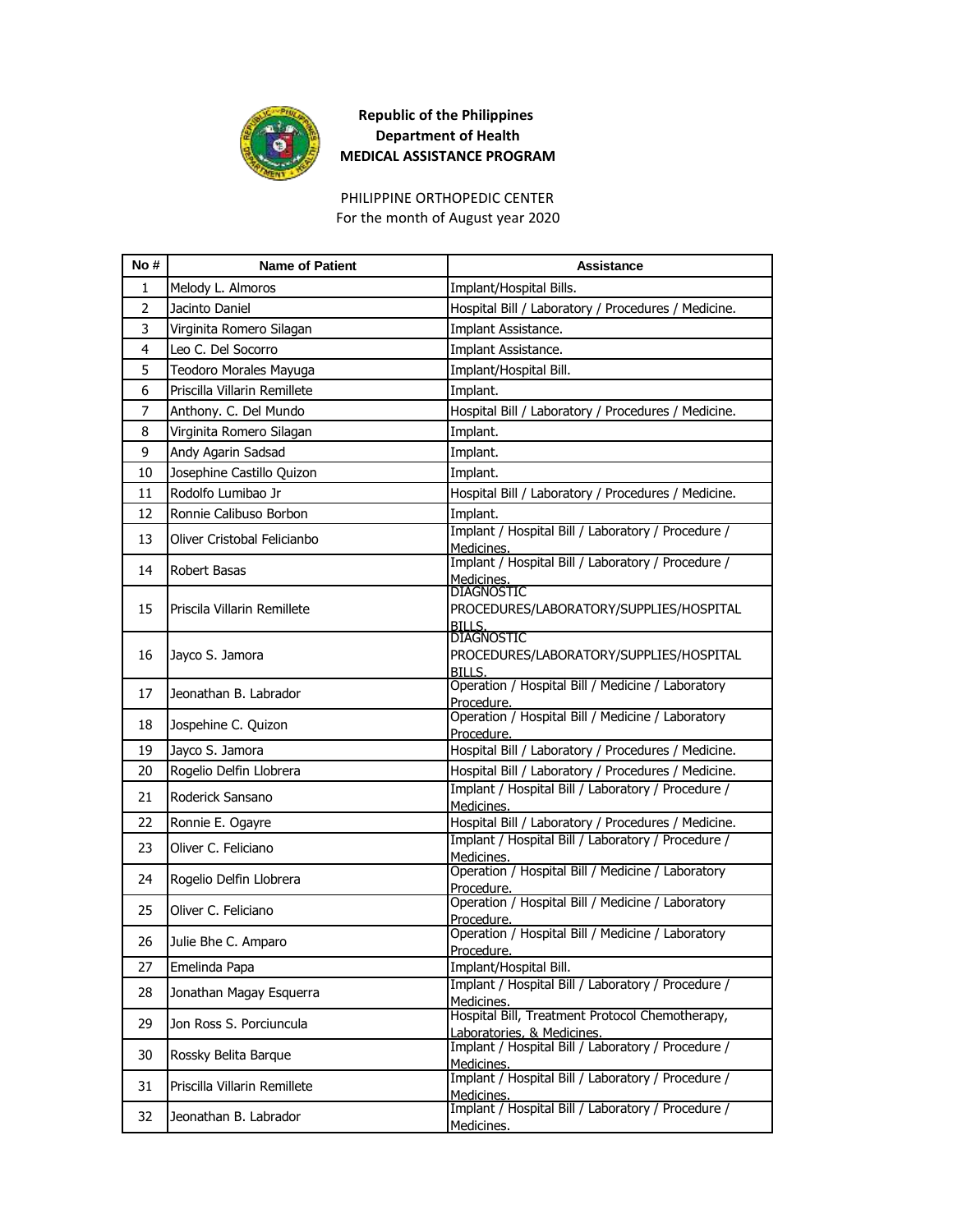**Republic of the Philippines**
**Department of Health**
**MEDICAL ASSISTANCE PROGRAM**

PHILIPPINE ORTHOPEDIC CENTER
For the month of August year 2020

| No # | Name of Patient | Assistance |
|---|---|---|
| 1 | Melody L. Almoros | Implant/Hospital Bills. |
| 2 | Jacinto Daniel | Hospital Bill / Laboratory / Procedures / Medicine. |
| 3 | Virginita Romero Silagan | Implant Assistance. |
| 4 | Leo C. Del Socorro | Implant Assistance. |
| 5 | Teodoro Morales Mayuga | Implant/Hospital Bill. |
| 6 | Priscilla Villarin Remillete | Implant. |
| 7 | Anthony. C. Del Mundo | Hospital Bill / Laboratory / Procedures / Medicine. |
| 8 | Virginita Romero Silagan | Implant. |
| 9 | Andy Agarin Sadsad | Implant. |
| 10 | Josephine Castillo Quizon | Implant. |
| 11 | Rodolfo Lumibao Jr | Hospital Bill / Laboratory / Procedures / Medicine. |
| 12 | Ronnie Calibuso Borbon | Implant. |
| 13 | Oliver Cristobal Felicianbo | Implant / Hospital Bill / Laboratory / Procedure / Medicines. |
| 14 | Robert Basas | Implant / Hospital Bill / Laboratory / Procedure / Medicines. |
| 15 | Priscila Villarin Remillete | DIAGNOSTIC PROCEDURES/LABORATORY/SUPPLIES/HOSPITAL BILLS. |
| 16 | Jayco S. Jamora | DIAGNOSTIC PROCEDURES/LABORATORY/SUPPLIES/HOSPITAL BILLS. |
| 17 | Jeonathan B. Labrador | Operation / Hospital Bill / Medicine / Laboratory Procedure. |
| 18 | Jospehine C. Quizon | Operation / Hospital Bill / Medicine / Laboratory Procedure. |
| 19 | Jayco S. Jamora | Hospital Bill / Laboratory / Procedures / Medicine. |
| 20 | Rogelio Delfin Llobrera | Hospital Bill / Laboratory / Procedures / Medicine. |
| 21 | Roderick Sansano | Implant / Hospital Bill / Laboratory / Procedure / Medicines. |
| 22 | Ronnie E. Ogayre | Hospital Bill / Laboratory / Procedures / Medicine. |
| 23 | Oliver C. Feliciano | Implant / Hospital Bill / Laboratory / Procedure / Medicines. |
| 24 | Rogelio Delfin Llobrera | Operation / Hospital Bill / Medicine / Laboratory Procedure. |
| 25 | Oliver C. Feliciano | Operation / Hospital Bill / Medicine / Laboratory Procedure. |
| 26 | Julie Bhe C. Amparo | Operation / Hospital Bill / Medicine / Laboratory Procedure. |
| 27 | Emelinda Papa | Implant/Hospital Bill. |
| 28 | Jonathan Magay Esquerra | Implant / Hospital Bill / Laboratory / Procedure / Medicines. |
| 29 | Jon Ross S. Porciuncula | Hospital Bill, Treatment Protocol Chemotherapy, Laboratories, & Medicines. |
| 30 | Rossky Belita Barque | Implant / Hospital Bill / Laboratory / Procedure / Medicines. |
| 31 | Priscilla Villarin Remillete | Implant / Hospital Bill / Laboratory / Procedure / Medicines. |
| 32 | Jeonathan B. Labrador | Implant / Hospital Bill / Laboratory / Procedure / Medicines. |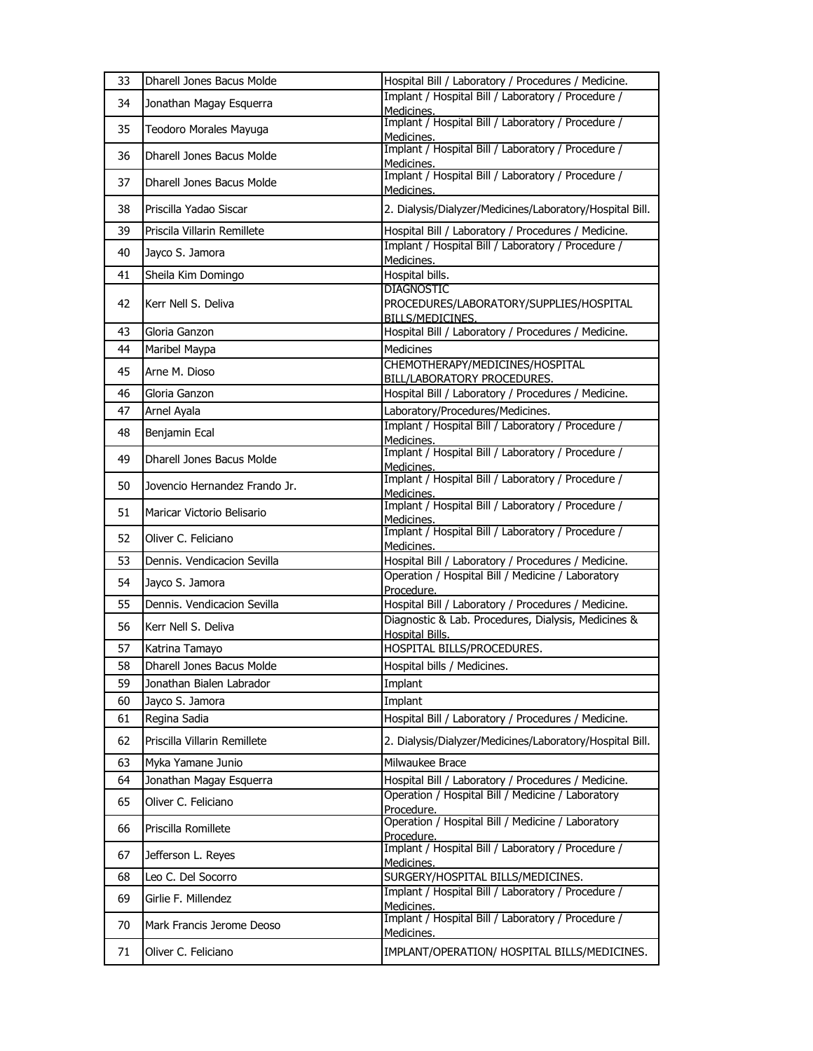| 33 | Dharell Jones Bacus Molde | Hospital Bill / Laboratory / Procedures / Medicine. |
|---|---|---|
| 34 | Jonathan Magay Esquerra | Implant / Hospital Bill / Laboratory / Procedure / Medicines. |
| 35 | Teodoro Morales Mayuga | Implant / Hospital Bill / Laboratory / Procedure / Medicines. |
| 36 | Dharell Jones Bacus Molde | Implant / Hospital Bill / Laboratory / Procedure / Medicines. |
| 37 | Dharell Jones Bacus Molde | Implant / Hospital Bill / Laboratory / Procedure / Medicines. |
| 38 | Priscilla Yadao Siscar | 2. Dialysis/Dialyzer/Medicines/Laboratory/Hospital Bill. |
| 39 | Priscila Villarin Remillete | Hospital Bill / Laboratory / Procedures / Medicine. |
| 40 | Jayco S. Jamora | Implant / Hospital Bill / Laboratory / Procedure / Medicines. |
| 41 | Sheila Kim Domingo | Hospital bills. |
| 42 | Kerr Nell S. Deliva | DIAGNOSTIC PROCEDURES/LABORATORY/SUPPLIES/HOSPITAL BILLS/MEDICINES. |
| 43 | Gloria Ganzon | Hospital Bill / Laboratory / Procedures / Medicine. |
| 44 | Maribel Maypa | Medicines |
| 45 | Arne M. Dioso | CHEMOTHERAPY/MEDICINES/HOSPITAL BILL/LABORATORY PROCEDURES. |
| 46 | Gloria Ganzon | Hospital Bill / Laboratory / Procedures / Medicine. |
| 47 | Arnel Ayala | Laboratory/Procedures/Medicines. |
| 48 | Benjamin Ecal | Implant / Hospital Bill / Laboratory / Procedure / Medicines. |
| 49 | Dharell Jones Bacus Molde | Implant / Hospital Bill / Laboratory / Procedure / Medicines. |
| 50 | Jovencio Hernandez Frando Jr. | Implant / Hospital Bill / Laboratory / Procedure / Medicines. |
| 51 | Maricar Victorio Belisario | Implant / Hospital Bill / Laboratory / Procedure / Medicines. |
| 52 | Oliver C. Feliciano | Implant / Hospital Bill / Laboratory / Procedure / Medicines. |
| 53 | Dennis. Vendicacion Sevilla | Hospital Bill / Laboratory / Procedures / Medicine. |
| 54 | Jayco S. Jamora | Operation / Hospital Bill / Medicine / Laboratory Procedure. |
| 55 | Dennis. Vendicacion Sevilla | Hospital Bill / Laboratory / Procedures / Medicine. |
| 56 | Kerr Nell S. Deliva | Diagnostic & Lab. Procedures, Dialysis, Medicines & Hospital Bills. |
| 57 | Katrina Tamayo | HOSPITAL BILLS/PROCEDURES. |
| 58 | Dharell Jones Bacus Molde | Hospital bills / Medicines. |
| 59 | Jonathan Bialen Labrador | Implant |
| 60 | Jayco S. Jamora | Implant |
| 61 | Regina Sadia | Hospital Bill / Laboratory / Procedures / Medicine. |
| 62 | Priscilla Villarin Remillete | 2. Dialysis/Dialyzer/Medicines/Laboratory/Hospital Bill. |
| 63 | Myka Yamane Junio | Milwaukee Brace |
| 64 | Jonathan Magay Esquerra | Hospital Bill / Laboratory / Procedures / Medicine. |
| 65 | Oliver C. Feliciano | Operation / Hospital Bill / Medicine / Laboratory Procedure. |
| 66 | Priscilla Romillete | Operation / Hospital Bill / Medicine / Laboratory Procedure. |
| 67 | Jefferson L. Reyes | Implant / Hospital Bill / Laboratory / Procedure / Medicines. |
| 68 | Leo C. Del Socorro | SURGERY/HOSPITAL BILLS/MEDICINES. |
| 69 | Girlie F. Millendez | Implant / Hospital Bill / Laboratory / Procedure / Medicines. |
| 70 | Mark Francis Jerome Deoso | Implant / Hospital Bill / Laboratory / Procedure / Medicines. |
| 71 | Oliver C. Feliciano | IMPLANT/OPERATION/ HOSPITAL BILLS/MEDICINES. |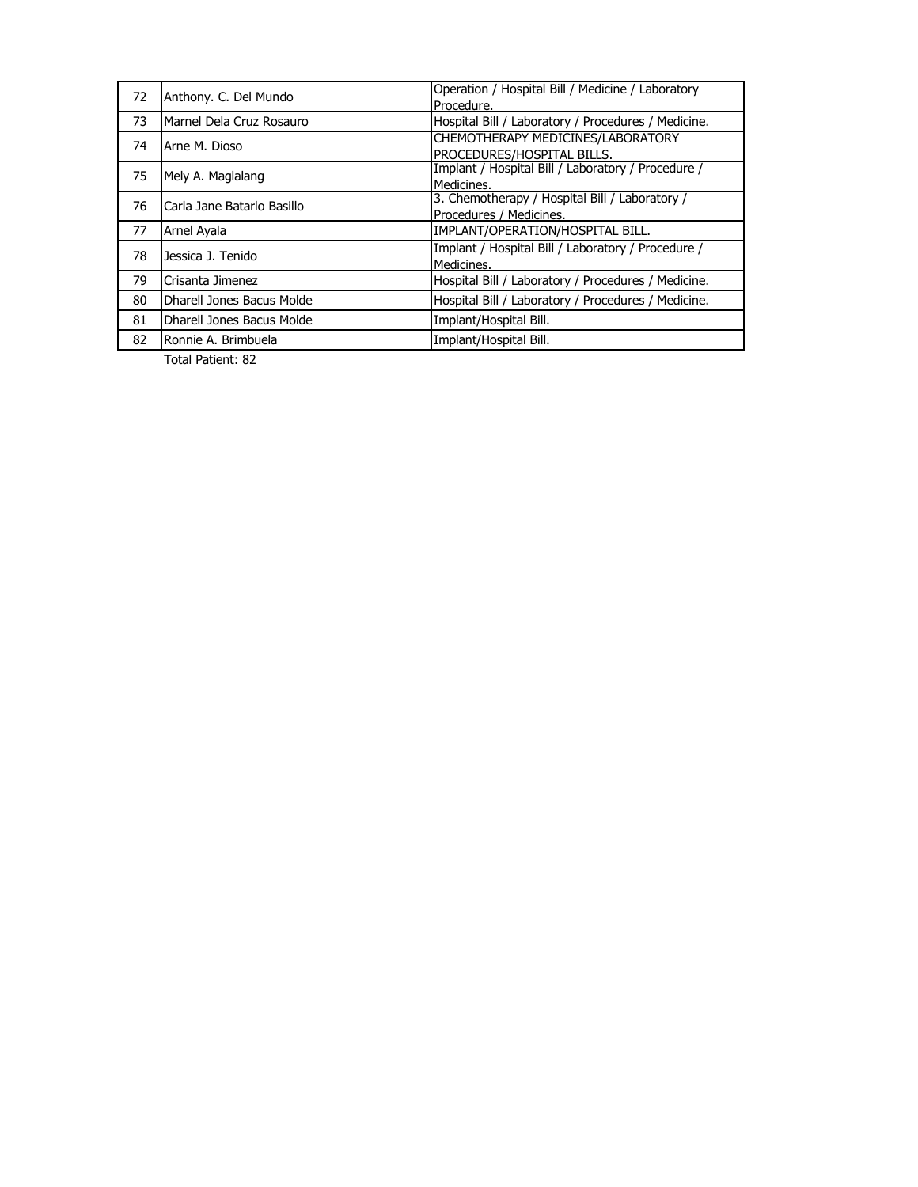| 72 | Anthony. C. Del Mundo | Operation / Hospital Bill / Medicine / Laboratory Procedure. |
|---|---|---|
| 73 | Marnel Dela Cruz Rosauro | Hospital Bill / Laboratory / Procedures / Medicine. |
| 74 | Arne M. Dioso | CHEMOTHERAPY MEDICINES/LABORATORY PROCEDURES/HOSPITAL BILLS. |
| 75 | Mely A. Maglalang | Implant / Hospital Bill / Laboratory / Procedure / Medicines. |
| 76 | Carla Jane Batarlo Basillo | 3. Chemotherapy / Hospital Bill / Laboratory / Procedures / Medicines. |
| 77 | Arnel Ayala | IMPLANT/OPERATION/HOSPITAL BILL. |
| 78 | Jessica J. Tenido | Implant / Hospital Bill / Laboratory / Procedure / Medicines. |
| 79 | Crisanta Jimenez | Hospital Bill / Laboratory / Procedures / Medicine. |
| 80 | Dharell Jones Bacus Molde | Hospital Bill / Laboratory / Procedures / Medicine. |
| 81 | Dharell Jones Bacus Molde | Implant/Hospital Bill. |
| 82 | Ronnie A. Brimbuela | Implant/Hospital Bill. |

Total Patient: 82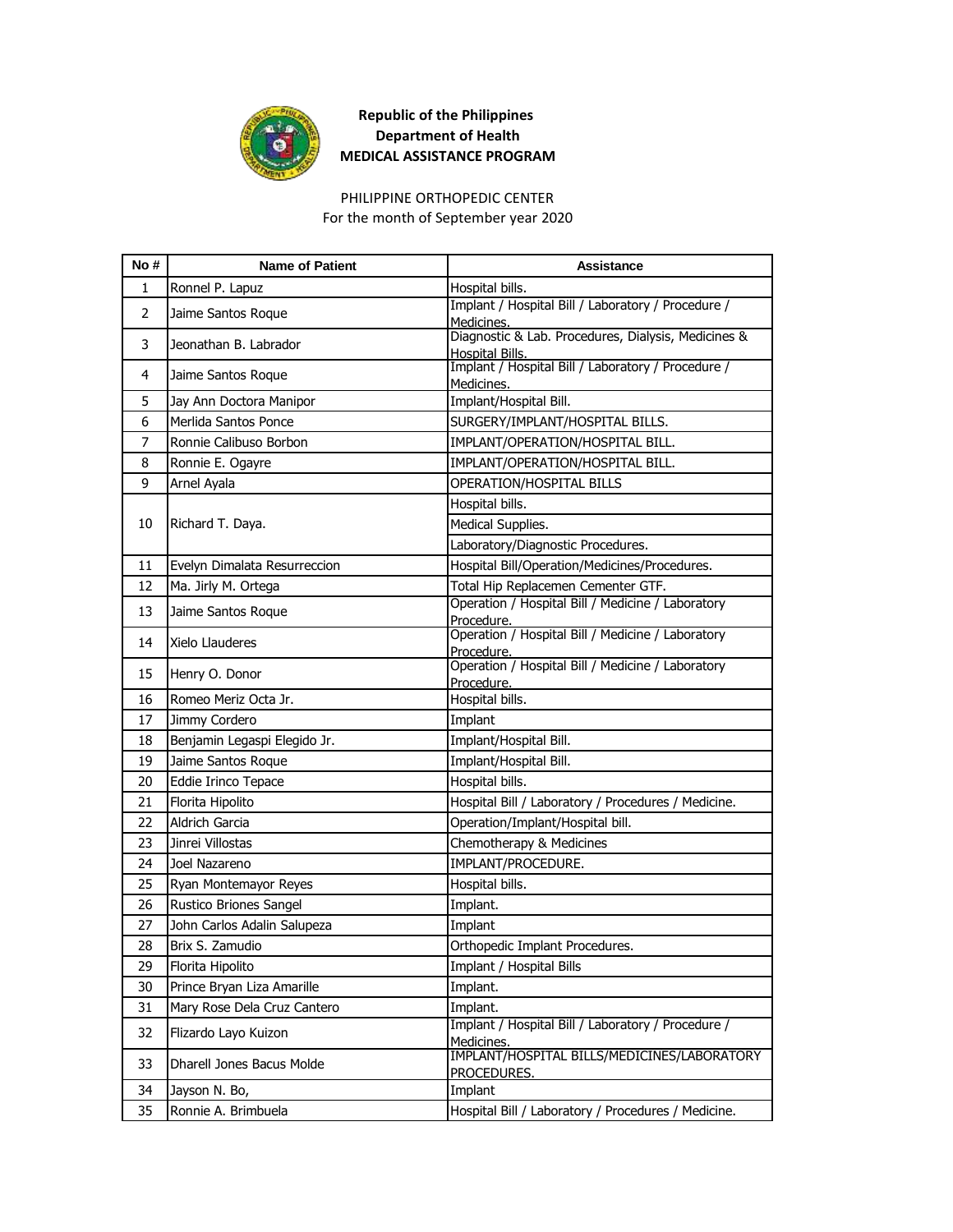**Republic of the Philippines**
**Department of Health**
**MEDICAL ASSISTANCE PROGRAM**

PHILIPPINE ORTHOPEDIC CENTER
For the month of September year 2020

| No # | Name of Patient | Assistance |
|---|---|---|
| 1 | Ronnel P. Lapuz | Hospital bills. |
| 2 | Jaime Santos Roque | Implant / Hospital Bill / Laboratory / Procedure / Medicines. |
| 3 | Jeonathan B. Labrador | Diagnostic & Lab. Procedures, Dialysis, Medicines & Hospital Bills. |
| 4 | Jaime Santos Roque | Implant / Hospital Bill / Laboratory / Procedure / Medicines. |
| 5 | Jay Ann Doctora Manipor | Implant/Hospital Bill. |
| 6 | Merlida Santos Ponce | SURGERY/IMPLANT/HOSPITAL BILLS. |
| 7 | Ronnie Calibuso Borbon | IMPLANT/OPERATION/HOSPITAL BILL. |
| 8 | Ronnie E. Ogayre | IMPLANT/OPERATION/HOSPITAL BILL. |
| 9 | Arnel Ayala | OPERATION/HOSPITAL BILLS |
| 10 | Richard T. Daya. | Hospital bills. |
| | | Medical Supplies. |
| | | Laboratory/Diagnostic Procedures. |
| 11 | Evelyn Dimalata Resurreccion | Hospital Bill/Operation/Medicines/Procedures. |
| 12 | Ma. Jirly M. Ortega | Total Hip Replacemen Cementer GTF. |
| 13 | Jaime Santos Roque | Operation / Hospital Bill / Medicine / Laboratory Procedure. |
| 14 | Xielo Llauderes | Operation / Hospital Bill / Medicine / Laboratory Procedure. |
| 15 | Henry O. Donor | Operation / Hospital Bill / Medicine / Laboratory Procedure. |
| 16 | Romeo Meriz Octa Jr. | Hospital bills. |
| 17 | Jimmy Cordero | Implant |
| 18 | Benjamin Legaspi Elegido Jr. | Implant/Hospital Bill. |
| 19 | Jaime Santos Roque | Implant/Hospital Bill. |
| 20 | Eddie Irinco Tepace | Hospital bills. |
| 21 | Florita Hipolito | Hospital Bill / Laboratory / Procedures / Medicine. |
| 22 | Aldrich Garcia | Operation/Implant/Hospital bill. |
| 23 | Jinrei Villostas | Chemotherapy & Medicines |
| 24 | Joel Nazareno | IMPLANT/PROCEDURE. |
| 25 | Ryan Montemayor Reyes | Hospital bills. |
| 26 | Rustico Briones Sangel | Implant. |
| 27 | John Carlos Adalin Salupeza | Implant |
| 28 | Brix S. Zamudio | Orthopedic Implant Procedures. |
| 29 | Florita Hipolito | Implant / Hospital Bills |
| 30 | Prince Bryan Liza Amarille | Implant. |
| 31 | Mary Rose Dela Cruz Cantero | Implant. |
| 32 | Flizardo Layo Kuizon | Implant / Hospital Bill / Laboratory / Procedure / Medicines. |
| 33 | Dharell Jones Bacus Molde | IMPLANT/HOSPITAL BILLS/MEDICINES/LABORATORY PROCEDURES. |
| 34 | Jayson N. Bo, | Implant |
| 35 | Ronnie A. Brimbuela | Hospital Bill / Laboratory / Procedures / Medicine. |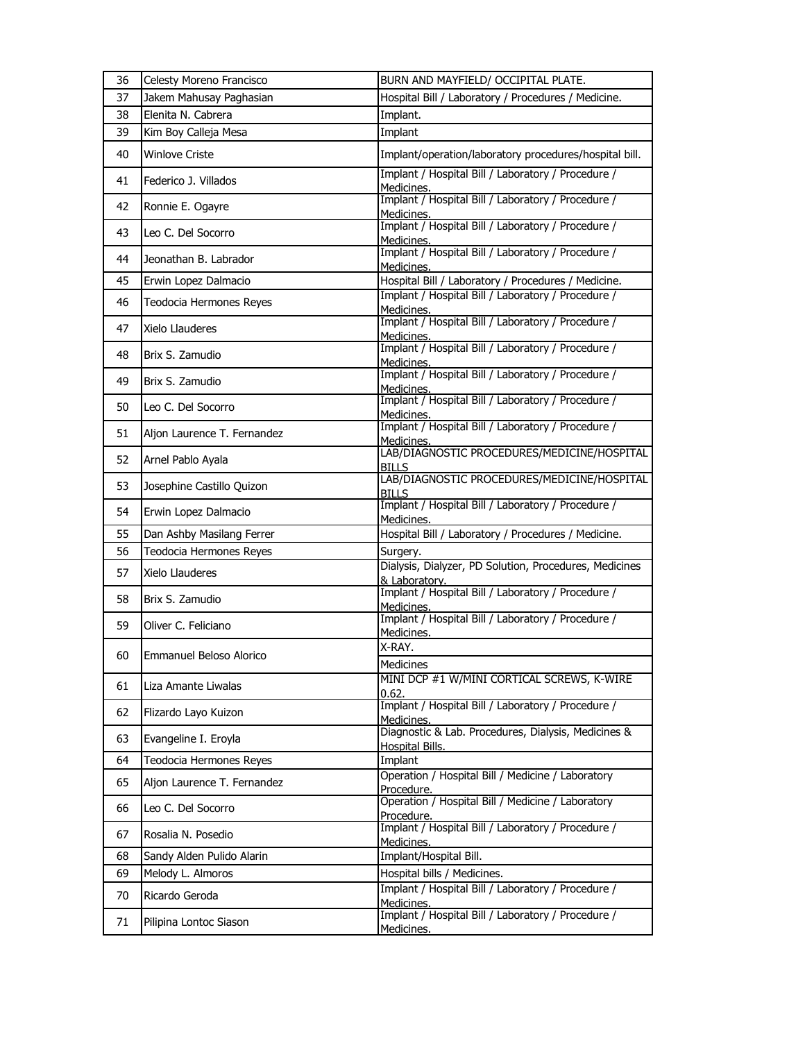| 36 | Celesty Moreno Francisco | BURN AND MAYFIELD/ OCCIPITAL PLATE. |
|---|---|---|
| 37 | Jakem Mahusay Paghasian | Hospital Bill / Laboratory / Procedures / Medicine. |
| 38 | Elenita N. Cabrera | Implant. |
| 39 | Kim Boy Calleja Mesa | Implant |
| 40 | Winlove Criste | Implant/operation/laboratory procedures/hospital bill. |
| 41 | Federico J. Villados | Implant / Hospital Bill / Laboratory / Procedure / Medicines. |
| 42 | Ronnie E. Ogayre | Implant / Hospital Bill / Laboratory / Procedure / Medicines. |
| 43 | Leo C. Del Socorro | Implant / Hospital Bill / Laboratory / Procedure / Medicines. |
| 44 | Jeonathan B. Labrador | Implant / Hospital Bill / Laboratory / Procedure / Medicines. |
| 45 | Erwin Lopez Dalmacio | Hospital Bill / Laboratory / Procedures / Medicine. |
| 46 | Teodocia Hermones Reyes | Implant / Hospital Bill / Laboratory / Procedure / Medicines. |
| 47 | Xielo Llauderes | Implant / Hospital Bill / Laboratory / Procedure / Medicines. |
| 48 | Brix S. Zamudio | Implant / Hospital Bill / Laboratory / Procedure / Medicines. |
| 49 | Brix S. Zamudio | Implant / Hospital Bill / Laboratory / Procedure / Medicines. |
| 50 | Leo C. Del Socorro | Implant / Hospital Bill / Laboratory / Procedure / Medicines. |
| 51 | Aljon Laurence T. Fernandez | Implant / Hospital Bill / Laboratory / Procedure / Medicines. |
| 52 | Arnel Pablo Ayala | LAB/DIAGNOSTIC PROCEDURES/MEDICINE/HOSPITAL BILLS |
| 53 | Josephine Castillo Quizon | LAB/DIAGNOSTIC PROCEDURES/MEDICINE/HOSPITAL BILLS |
| 54 | Erwin Lopez Dalmacio | Implant / Hospital Bill / Laboratory / Procedure / Medicines. |
| 55 | Dan Ashby Masilang Ferrer | Hospital Bill / Laboratory / Procedures / Medicine. |
| 56 | Teodocia Hermones Reyes | Surgery. |
| 57 | Xielo Llauderes | Dialysis, Dialyzer, PD Solution, Procedures, Medicines & Laboratory. |
| 58 | Brix S. Zamudio | Implant / Hospital Bill / Laboratory / Procedure / Medicines. |
| 59 | Oliver C. Feliciano | Implant / Hospital Bill / Laboratory / Procedure / Medicines. |
| 60 | Emmanuel Beloso Alorico | X-RAY. |
| | | Medicines |
| 61 | Liza Amante Liwalas | MINI DCP #1 W/MINI CORTICAL SCREWS, K-WIRE 0.62. |
| 62 | Flizardo Layo Kuizon | Implant / Hospital Bill / Laboratory / Procedure / Medicines. |
| 63 | Evangeline I. Eroyla | Diagnostic & Lab. Procedures, Dialysis, Medicines & Hospital Bills. |
| 64 | Teodocia Hermones Reyes | Implant |
| 65 | Aljon Laurence T. Fernandez | Operation / Hospital Bill / Medicine / Laboratory Procedure. |
| 66 | Leo C. Del Socorro | Operation / Hospital Bill / Medicine / Laboratory Procedure. |
| 67 | Rosalia N. Posedio | Implant / Hospital Bill / Laboratory / Procedure / Medicines. |
| 68 | Sandy Alden Pulido Alarin | Implant/Hospital Bill. |
| 69 | Melody L. Almoros | Hospital bills / Medicines. |
| 70 | Ricardo Geroda | Implant / Hospital Bill / Laboratory / Procedure / Medicines. |
| 71 | Pilipina Lontoc Siason | Implant / Hospital Bill / Laboratory / Procedure / Medicines. |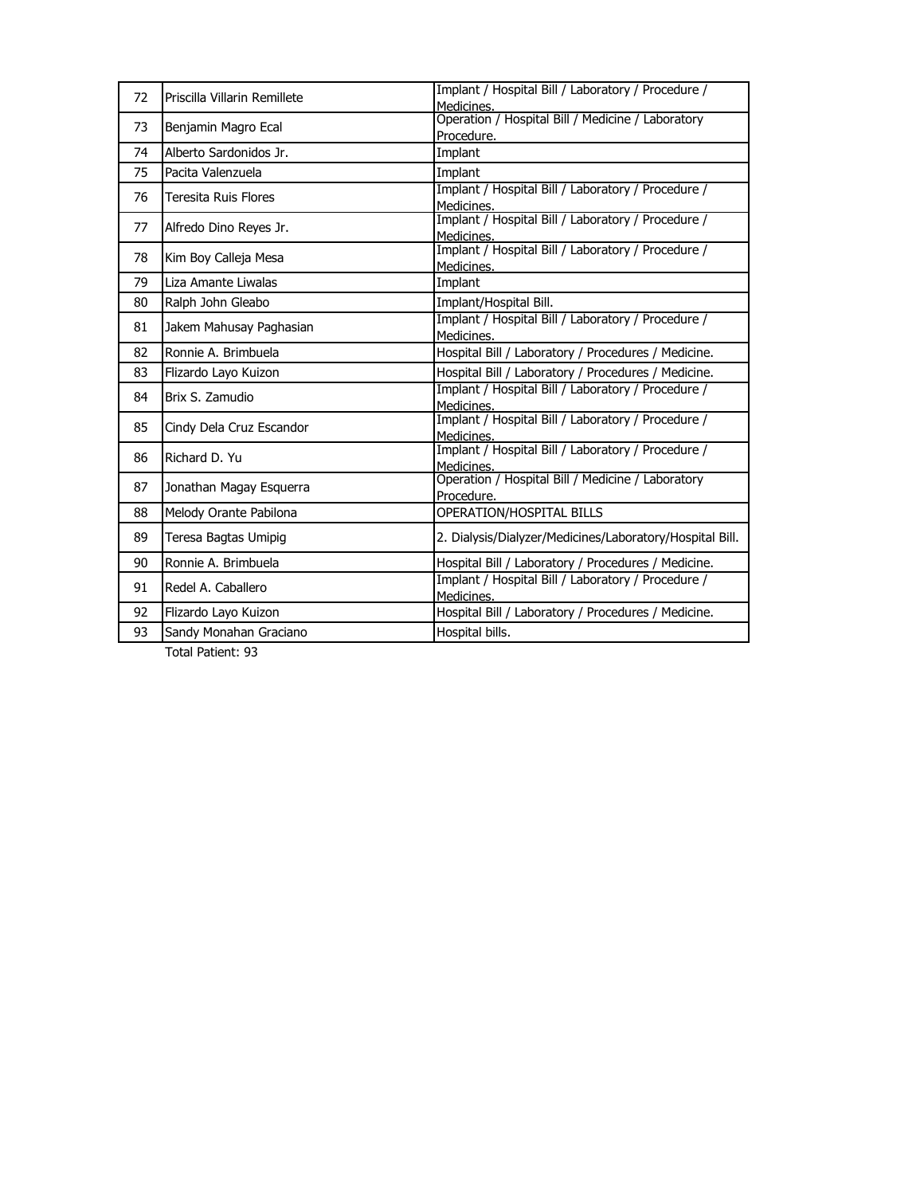| 72 | Priscilla Villarin Remillete | Implant / Hospital Bill / Laboratory / Procedure / Medicines. |
|---|---|---|
| 73 | Benjamin Magro Ecal | Operation / Hospital Bill / Medicine / Laboratory Procedure. |
| 74 | Alberto Sardonidos Jr. | Implant |
| 75 | Pacita Valenzuela | Implant |
| 76 | Teresita Ruis Flores | Implant / Hospital Bill / Laboratory / Procedure / Medicines. |
| 77 | Alfredo Dino Reyes Jr. | Implant / Hospital Bill / Laboratory / Procedure / Medicines. |
| 78 | Kim Boy Calleja Mesa | Implant / Hospital Bill / Laboratory / Procedure / Medicines. |
| 79 | Liza Amante Liwalas | Implant |
| 80 | Ralph John Gleabo | Implant/Hospital Bill. |
| 81 | Jakem Mahusay Paghasian | Implant / Hospital Bill / Laboratory / Procedure / Medicines. |
| 82 | Ronnie A. Brimbuela | Hospital Bill / Laboratory / Procedures / Medicine. |
| 83 | Flizardo Layo Kuizon | Hospital Bill / Laboratory / Procedures / Medicine. |
| 84 | Brix S. Zamudio | Implant / Hospital Bill / Laboratory / Procedure / Medicines. |
| 85 | Cindy Dela Cruz Escandor | Implant / Hospital Bill / Laboratory / Procedure / Medicines. |
| 86 | Richard D. Yu | Implant / Hospital Bill / Laboratory / Procedure / Medicines. |
| 87 | Jonathan Magay Esquerra | Operation / Hospital Bill / Medicine / Laboratory Procedure. |
| 88 | Melody Orante Pabilona | OPERATION/HOSPITAL BILLS |
| 89 | Teresa Bagtas Umipig | 2. Dialysis/Dialyzer/Medicines/Laboratory/Hospital Bill. |
| 90 | Ronnie A. Brimbuela | Hospital Bill / Laboratory / Procedures / Medicine. |
| 91 | Redel A. Caballero | Implant / Hospital Bill / Laboratory / Procedure / Medicines. |
| 92 | Flizardo Layo Kuizon | Hospital Bill / Laboratory / Procedures / Medicine. |
| 93 | Sandy Monahan Graciano | Hospital bills. |

Total Patient: 93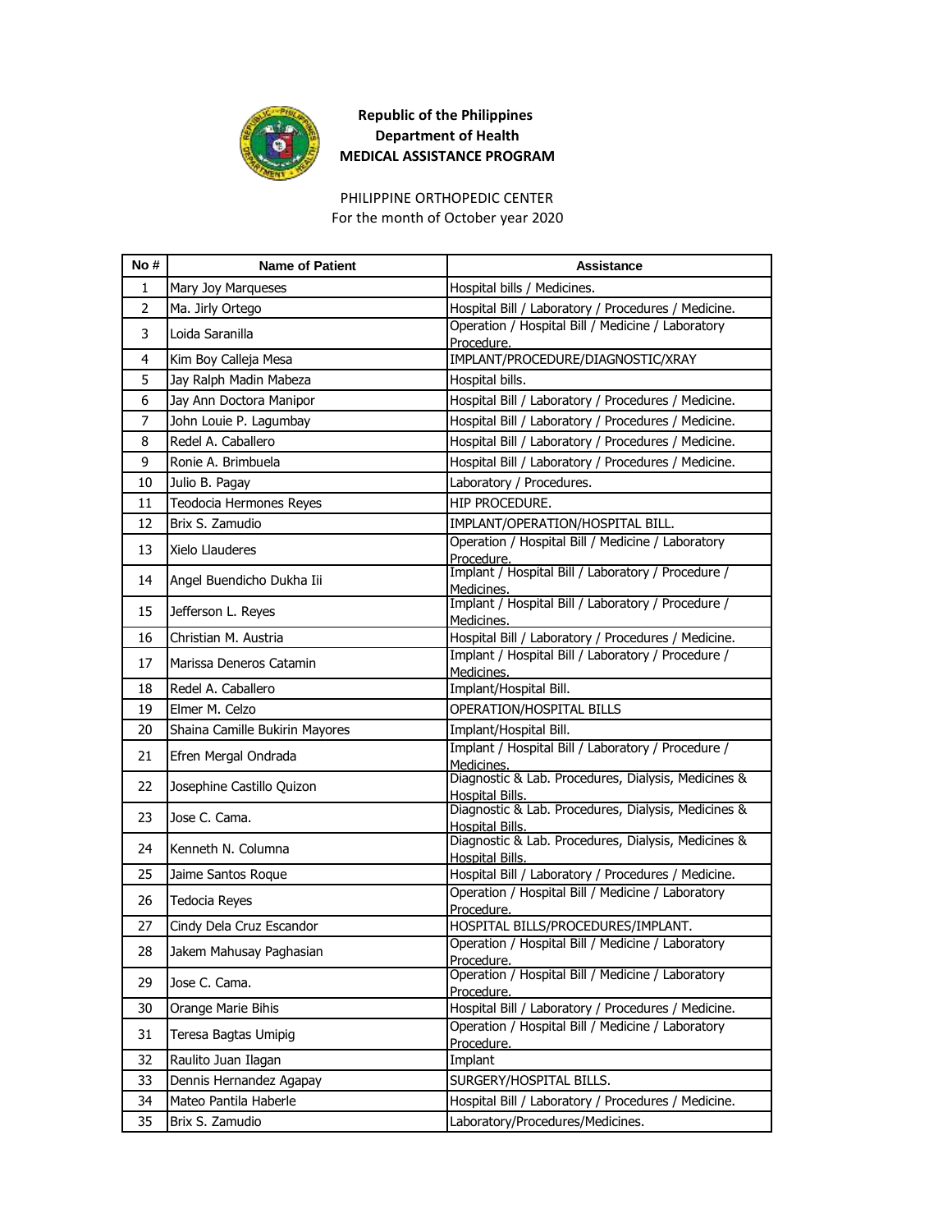**Republic of the Philippines**
**Department of Health**
**MEDICAL ASSISTANCE PROGRAM**

PHILIPPINE ORTHOPEDIC CENTER
For the month of October year 2020

| No # | Name of Patient | Assistance |
|---|---|---|
| 1 | Mary Joy Marqueses | Hospital bills / Medicines. |
| 2 | Ma. Jirly Ortego | Hospital Bill / Laboratory / Procedures / Medicine. |
| 3 | Loida Saranilla | Operation / Hospital Bill / Medicine / Laboratory Procedure. |
| 4 | Kim Boy Calleja Mesa | IMPLANT/PROCEDURE/DIAGNOSTIC/XRAY |
| 5 | Jay Ralph Madin Mabeza | Hospital bills. |
| 6 | Jay Ann Doctora Manipor | Hospital Bill / Laboratory / Procedures / Medicine. |
| 7 | John Louie P. Lagumbay | Hospital Bill / Laboratory / Procedures / Medicine. |
| 8 | Redel A. Caballero | Hospital Bill / Laboratory / Procedures / Medicine. |
| 9 | Ronie A. Brimbuela | Hospital Bill / Laboratory / Procedures / Medicine. |
| 10 | Julio B. Pagay | Laboratory / Procedures. |
| 11 | Teodocia Hermones Reyes | HIP PROCEDURE. |
| 12 | Brix S. Zamudio | IMPLANT/OPERATION/HOSPITAL BILL. |
| 13 | Xielo Llauderes | Operation / Hospital Bill / Medicine / Laboratory Procedure. |
| 14 | Angel Buendicho Dukha Iii | Implant / Hospital Bill / Laboratory / Procedure / Medicines. |
| 15 | Jefferson L. Reyes | Implant / Hospital Bill / Laboratory / Procedure / Medicines. |
| 16 | Christian M. Austria | Hospital Bill / Laboratory / Procedures / Medicine. |
| 17 | Marissa Deneros Catamin | Implant / Hospital Bill / Laboratory / Procedure / Medicines. |
| 18 | Redel A. Caballero | Implant/Hospital Bill. |
| 19 | Elmer M. Celzo | OPERATION/HOSPITAL BILLS |
| 20 | Shaina Camille Bukirin Mayores | Implant/Hospital Bill. |
| 21 | Efren Mergal Ondrada | Implant / Hospital Bill / Laboratory / Procedure / Medicines. |
| 22 | Josephine Castillo Quizon | Diagnostic & Lab. Procedures, Dialysis, Medicines & Hospital Bills. |
| 23 | Jose C. Cama. | Diagnostic & Lab. Procedures, Dialysis, Medicines & Hospital Bills. |
| 24 | Kenneth N. Columna | Diagnostic & Lab. Procedures, Dialysis, Medicines & Hospital Bills. |
| 25 | Jaime Santos Roque | Hospital Bill / Laboratory / Procedures / Medicine. |
| 26 | Tedocia Reyes | Operation / Hospital Bill / Medicine / Laboratory Procedure. |
| 27 | Cindy Dela Cruz Escandor | HOSPITAL BILLS/PROCEDURES/IMPLANT. |
| 28 | Jakem Mahusay Paghasian | Operation / Hospital Bill / Medicine / Laboratory Procedure. |
| 29 | Jose C. Cama. | Operation / Hospital Bill / Medicine / Laboratory Procedure. |
| 30 | Orange Marie Bihis | Hospital Bill / Laboratory / Procedures / Medicine. |
| 31 | Teresa Bagtas Umipig | Operation / Hospital Bill / Medicine / Laboratory Procedure. |
| 32 | Raulito Juan Ilagan | Implant |
| 33 | Dennis Hernandez Agapay | SURGERY/HOSPITAL BILLS. |
| 34 | Mateo Pantila Haberle | Hospital Bill / Laboratory / Procedures / Medicine. |
| 35 | Brix S. Zamudio | Laboratory/Procedures/Medicines. |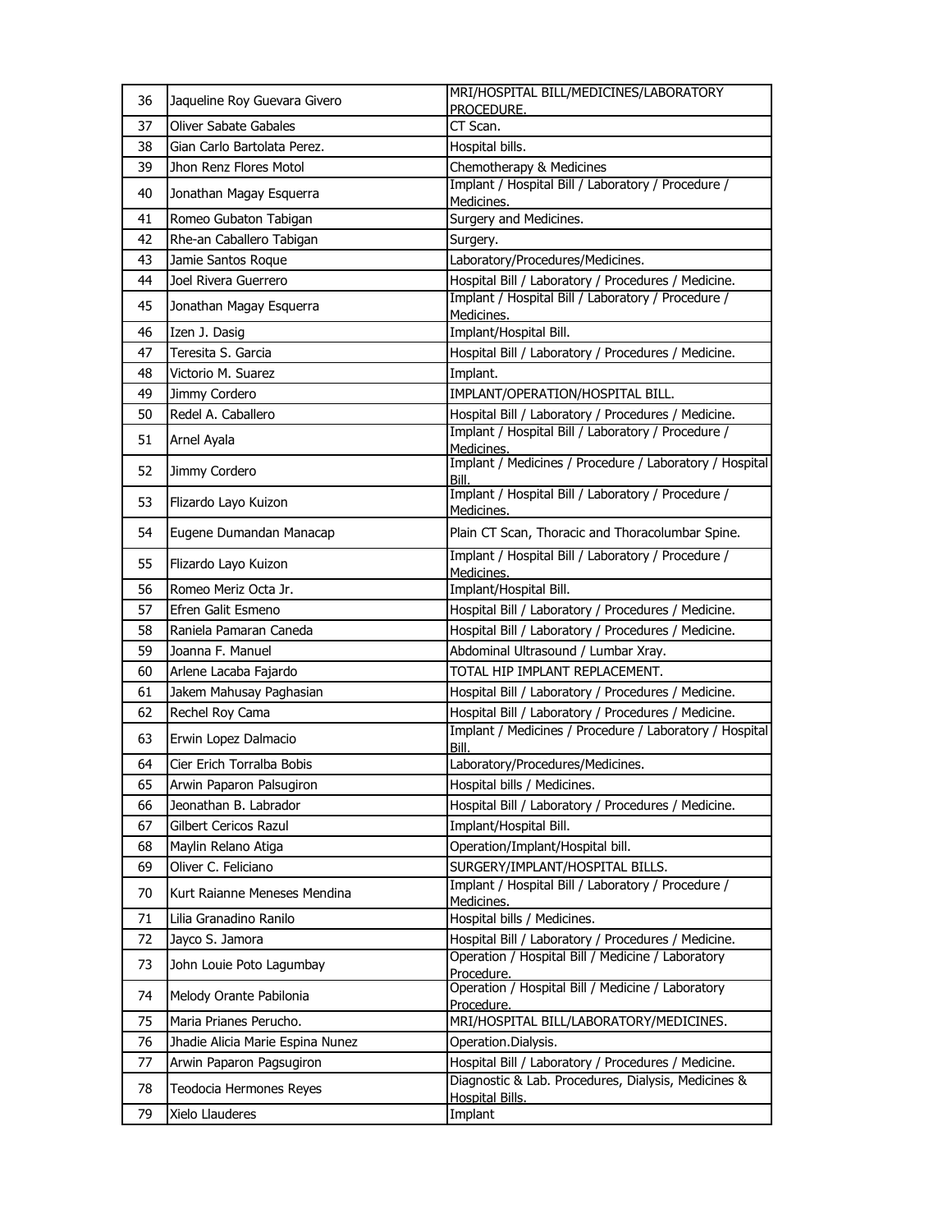| 36 | Jaqueline Roy Guevara Givero | MRI/HOSPITAL BILL/MEDICINES/LABORATORY PROCEDURE. |
|---|---|---|
| 37 | Oliver Sabate Gabales | CT Scan. |
| 38 | Gian Carlo Bartolata Perez. | Hospital bills. |
| 39 | Jhon Renz Flores Motol | Chemotherapy & Medicines |
| 40 | Jonathan Magay Esquerra | Implant / Hospital Bill / Laboratory / Procedure / Medicines. |
| 41 | Romeo Gubaton Tabigan | Surgery and Medicines. |
| 42 | Rhe-an Caballero Tabigan | Surgery. |
| 43 | Jamie Santos Roque | Laboratory/Procedures/Medicines. |
| 44 | Joel Rivera Guerrero | Hospital Bill / Laboratory / Procedures / Medicine. |
| 45 | Jonathan Magay Esquerra | Implant / Hospital Bill / Laboratory / Procedure / Medicines. |
| 46 | Izen J. Dasig | Implant/Hospital Bill. |
| 47 | Teresita S. Garcia | Hospital Bill / Laboratory / Procedures / Medicine. |
| 48 | Victorio M. Suarez | Implant. |
| 49 | Jimmy Cordero | IMPLANT/OPERATION/HOSPITAL BILL. |
| 50 | Redel A. Caballero | Hospital Bill / Laboratory / Procedures / Medicine. |
| 51 | Arnel Ayala | Implant / Hospital Bill / Laboratory / Procedure / Medicines. |
| 52 | Jimmy Cordero | Implant / Medicines / Procedure / Laboratory / Hospital Bill. |
| 53 | Flizardo Layo Kuizon | Implant / Hospital Bill / Laboratory / Procedure / Medicines. |
| 54 | Eugene Dumandan Manacap | Plain CT Scan, Thoracic and Thoracolumbar Spine. |
| 55 | Flizardo Layo Kuizon | Implant / Hospital Bill / Laboratory / Procedure / Medicines. |
| 56 | Romeo Meriz Octa Jr. | Implant/Hospital Bill. |
| 57 | Efren Galit Esmeno | Hospital Bill / Laboratory / Procedures / Medicine. |
| 58 | Raniela Pamaran Caneda | Hospital Bill / Laboratory / Procedures / Medicine. |
| 59 | Joanna F. Manuel | Abdominal Ultrasound / Lumbar Xray. |
| 60 | Arlene Lacaba Fajardo | TOTAL HIP IMPLANT REPLACEMENT. |
| 61 | Jakem Mahusay Paghasian | Hospital Bill / Laboratory / Procedures / Medicine. |
| 62 | Rechel Roy Cama | Hospital Bill / Laboratory / Procedures / Medicine. |
| 63 | Erwin Lopez Dalmacio | Implant / Medicines / Procedure / Laboratory / Hospital Bill. |
| 64 | Cier Erich Torralba Bobis | Laboratory/Procedures/Medicines. |
| 65 | Arwin Paparon Palsugiron | Hospital bills / Medicines. |
| 66 | Jeonathan B. Labrador | Hospital Bill / Laboratory / Procedures / Medicine. |
| 67 | Gilbert Cericos Razul | Implant/Hospital Bill. |
| 68 | Maylin Relano Atiga | Operation/Implant/Hospital bill. |
| 69 | Oliver C. Feliciano | SURGERY/IMPLANT/HOSPITAL BILLS. |
| 70 | Kurt Raianne Meneses Mendina | Implant / Hospital Bill / Laboratory / Procedure / Medicines. |
| 71 | Lilia Granadino Ranilo | Hospital bills / Medicines. |
| 72 | Jayco S. Jamora | Hospital Bill / Laboratory / Procedures / Medicine. |
| 73 | John Louie Poto Lagumbay | Operation / Hospital Bill / Medicine / Laboratory Procedure. |
| 74 | Melody Orante Pabilonia | Operation / Hospital Bill / Medicine / Laboratory Procedure. |
| 75 | Maria Prianes Perucho. | MRI/HOSPITAL BILL/LABORATORY/MEDICINES. |
| 76 | Jhadie Alicia Marie Espina Nunez | Operation.Dialysis. |
| 77 | Arwin Paparon Pagsugiron | Hospital Bill / Laboratory / Procedures / Medicine. |
| 78 | Teodocia Hermones Reyes | Diagnostic & Lab. Procedures, Dialysis, Medicines & Hospital Bills. |
| 79 | Xielo Llauderes | Implant |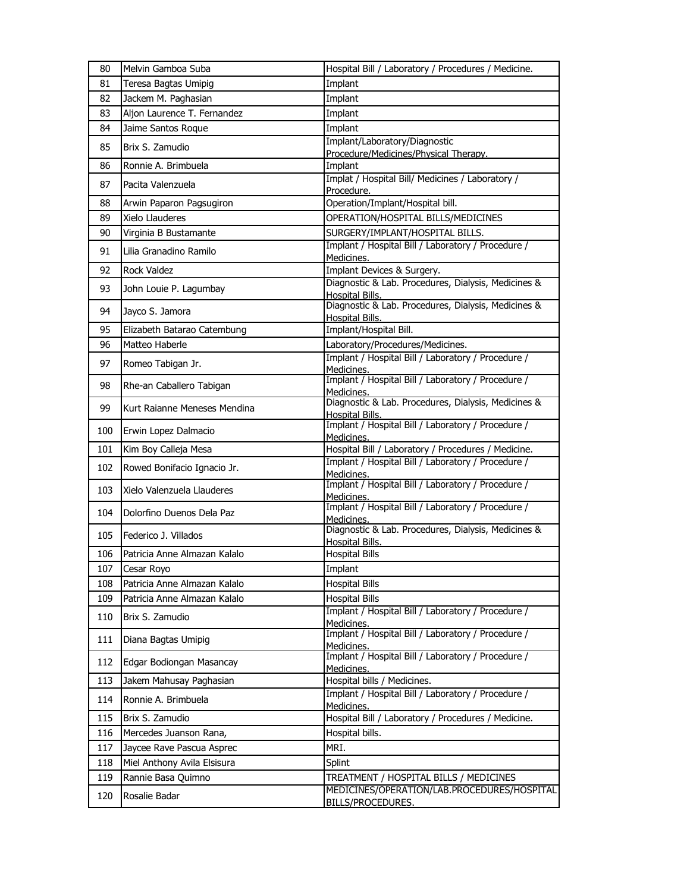| 80 | Melvin Gamboa Suba | Hospital Bill / Laboratory / Procedures / Medicine. |
|---|---|---|
| 81 | Teresa Bagtas Umipig | Implant |
| 82 | Jackem M. Paghasian | Implant |
| 83 | Aljon Laurence T. Fernandez | Implant |
| 84 | Jaime Santos Roque | Implant |
| 85 | Brix S. Zamudio | Implant/Laboratory/Diagnostic Procedure/Medicines/Physical Therapy. |
| 86 | Ronnie A. Brimbuela | Implant |
| 87 | Pacita Valenzuela | Implat / Hospital Bill/ Medicines / Laboratory / Procedure. |
| 88 | Arwin Paparon Pagsugiron | Operation/Implant/Hospital bill. |
| 89 | Xielo Llauderes | OPERATION/HOSPITAL BILLS/MEDICINES |
| 90 | Virginia B Bustamante | SURGERY/IMPLANT/HOSPITAL BILLS. |
| 91 | Lilia Granadino Ramilo | Implant / Hospital Bill / Laboratory / Procedure / Medicines. |
| 92 | Rock Valdez | Implant Devices & Surgery. |
| 93 | John Louie P. Lagumbay | Diagnostic & Lab. Procedures, Dialysis, Medicines & Hospital Bills. |
| 94 | Jayco S. Jamora | Diagnostic & Lab. Procedures, Dialysis, Medicines & Hospital Bills. |
| 95 | Elizabeth Batarao Catembung | Implant/Hospital Bill. |
| 96 | Matteo Haberle | Laboratory/Procedures/Medicines. |
| 97 | Romeo Tabigan Jr. | Implant / Hospital Bill / Laboratory / Procedure / Medicines. |
| 98 | Rhe-an Caballero Tabigan | Implant / Hospital Bill / Laboratory / Procedure / Medicines. |
| 99 | Kurt Raianne Meneses Mendina | Diagnostic & Lab. Procedures, Dialysis, Medicines & Hospital Bills. |
| 100 | Erwin Lopez Dalmacio | Implant / Hospital Bill / Laboratory / Procedure / Medicines. |
| 101 | Kim Boy Calleja Mesa | Hospital Bill / Laboratory / Procedures / Medicine. |
| 102 | Rowed Bonifacio Ignacio Jr. | Implant / Hospital Bill / Laboratory / Procedure / Medicines. |
| 103 | Xielo Valenzuela Llauderes | Implant / Hospital Bill / Laboratory / Procedure / Medicines. |
| 104 | Dolorfino Duenos Dela Paz | Implant / Hospital Bill / Laboratory / Procedure / Medicines. |
| 105 | Federico J. Villados | Diagnostic & Lab. Procedures, Dialysis, Medicines & Hospital Bills. |
| 106 | Patricia Anne Almazan Kalalo | Hospital Bills |
| 107 | Cesar Royo | Implant |
| 108 | Patricia Anne Almazan Kalalo | Hospital Bills |
| 109 | Patricia Anne Almazan Kalalo | Hospital Bills |
| 110 | Brix S. Zamudio | Implant / Hospital Bill / Laboratory / Procedure / Medicines. |
| 111 | Diana Bagtas Umipig | Implant / Hospital Bill / Laboratory / Procedure / Medicines. |
| 112 | Edgar Bodiongan Masancay | Implant / Hospital Bill / Laboratory / Procedure / Medicines. |
| 113 | Jakem Mahusay Paghasian | Hospital bills / Medicines. |
| 114 | Ronnie A. Brimbuela | Implant / Hospital Bill / Laboratory / Procedure / Medicines. |
| 115 | Brix S. Zamudio | Hospital Bill / Laboratory / Procedures / Medicine. |
| 116 | Mercedes Juanson Rana, | Hospital bills. |
| 117 | Jaycee Rave Pascua Asprec | MRI. |
| 118 | Miel Anthony Avila Elsisura | Splint |
| 119 | Rannie Basa Quimno | TREATMENT / HOSPITAL BILLS / MEDICINES |
| 120 | Rosalie Badar | MEDICINES/OPERATION/LAB.PROCEDURES/HOSPITAL BILLS/PROCEDURES. |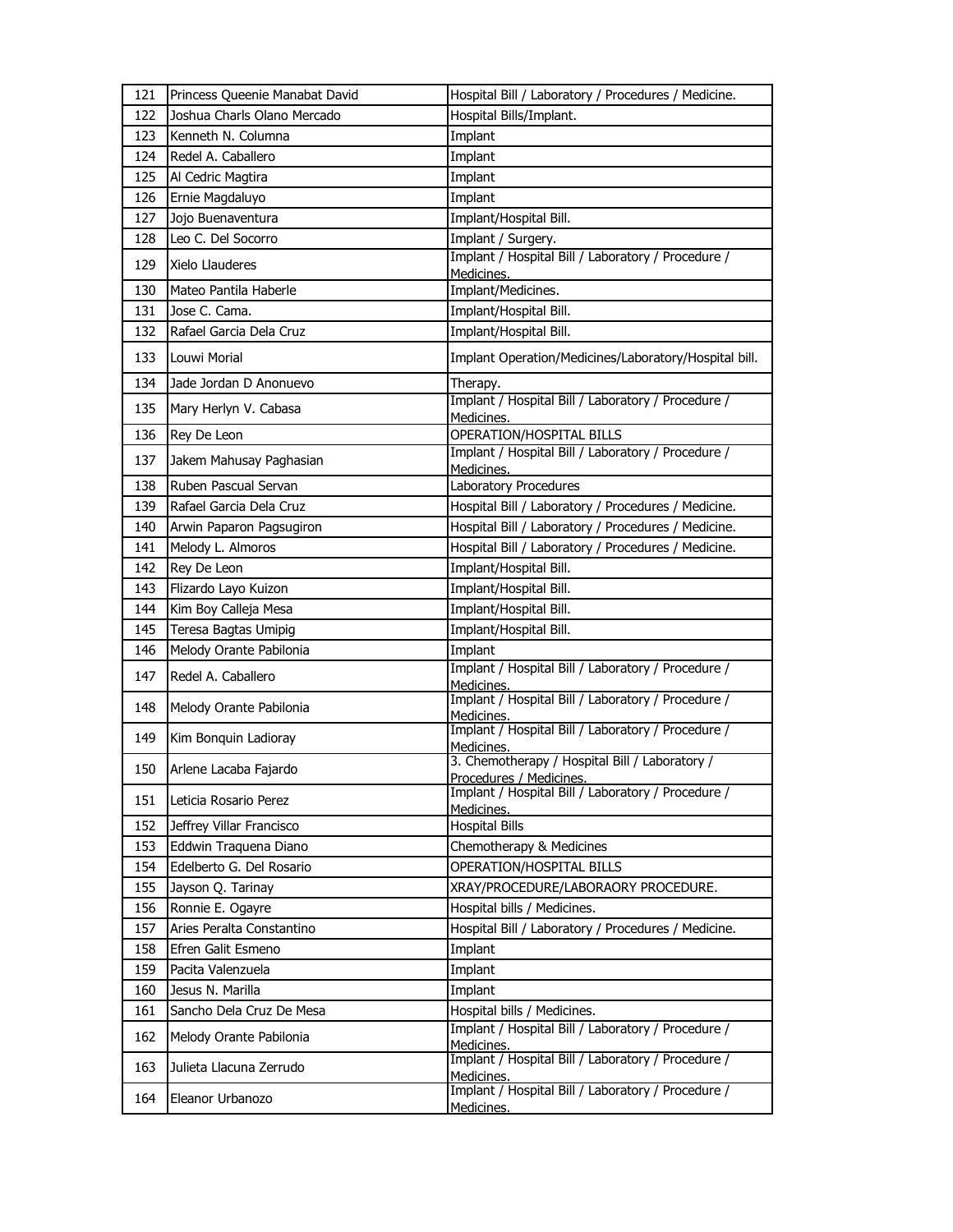| 121 | Princess Queenie Manabat David | Hospital Bill / Laboratory / Procedures / Medicine. |
|---|---|---|
| 122 | Joshua Charls Olano Mercado | Hospital Bills/Implant. |
| 123 | Kenneth N. Columna | Implant |
| 124 | Redel A. Caballero | Implant |
| 125 | Al Cedric Magtira | Implant |
| 126 | Ernie Magdaluyo | Implant |
| 127 | Jojo Buenaventura | Implant/Hospital Bill. |
| 128 | Leo C. Del Socorro | Implant / Surgery. |
| 129 | Xielo Llauderes | Implant / Hospital Bill / Laboratory / Procedure / Medicines. |
| 130 | Mateo Pantila Haberle | Implant/Medicines. |
| 131 | Jose C. Cama. | Implant/Hospital Bill. |
| 132 | Rafael Garcia Dela Cruz | Implant/Hospital Bill. |
| 133 | Louwi Morial | Implant Operation/Medicines/Laboratory/Hospital bill. |
| 134 | Jade Jordan D Anonuevo | Therapy. |
| 135 | Mary Herlyn V. Cabasa | Implant / Hospital Bill / Laboratory / Procedure / Medicines. |
| 136 | Rey De Leon | OPERATION/HOSPITAL BILLS |
| 137 | Jakem Mahusay Paghasian | Implant / Hospital Bill / Laboratory / Procedure / Medicines. |
| 138 | Ruben Pascual Servan | Laboratory Procedures |
| 139 | Rafael Garcia Dela Cruz | Hospital Bill / Laboratory / Procedures / Medicine. |
| 140 | Arwin Paparon Pagsugiron | Hospital Bill / Laboratory / Procedures / Medicine. |
| 141 | Melody L. Almoros | Hospital Bill / Laboratory / Procedures / Medicine. |
| 142 | Rey De Leon | Implant/Hospital Bill. |
| 143 | Flizardo Layo Kuizon | Implant/Hospital Bill. |
| 144 | Kim Boy Calleja Mesa | Implant/Hospital Bill. |
| 145 | Teresa Bagtas Umipig | Implant/Hospital Bill. |
| 146 | Melody Orante Pabilonia | Implant |
| 147 | Redel A. Caballero | Implant / Hospital Bill / Laboratory / Procedure / Medicines. |
| 148 | Melody Orante Pabilonia | Implant / Hospital Bill / Laboratory / Procedure / Medicines. |
| 149 | Kim Bonquin Ladioray | Implant / Hospital Bill / Laboratory / Procedure / Medicines. |
| 150 | Arlene Lacaba Fajardo | 3. Chemotherapy / Hospital Bill / Laboratory / Procedures / Medicines. |
| 151 | Leticia Rosario Perez | Implant / Hospital Bill / Laboratory / Procedure / Medicines. |
| 152 | Jeffrey Villar Francisco | Hospital Bills |
| 153 | Eddwin Traquena Diano | Chemotherapy & Medicines |
| 154 | Edelberto G. Del Rosario | OPERATION/HOSPITAL BILLS |
| 155 | Jayson Q. Tarinay | XRAY/PROCEDURE/LABORAORY PROCEDURE. |
| 156 | Ronnie E. Ogayre | Hospital bills / Medicines. |
| 157 | Aries Peralta Constantino | Hospital Bill / Laboratory / Procedures / Medicine. |
| 158 | Efren Galit Esmeno | Implant |
| 159 | Pacita Valenzuela | Implant |
| 160 | Jesus N. Marilla | Implant |
| 161 | Sancho Dela Cruz De Mesa | Hospital bills / Medicines. |
| 162 | Melody Orante Pabilonia | Implant / Hospital Bill / Laboratory / Procedure / Medicines. |
| 163 | Julieta Llacuna Zerrudo | Implant / Hospital Bill / Laboratory / Procedure / Medicines. |
| 164 | Eleanor Urbanozo | Implant / Hospital Bill / Laboratory / Procedure / Medicines. |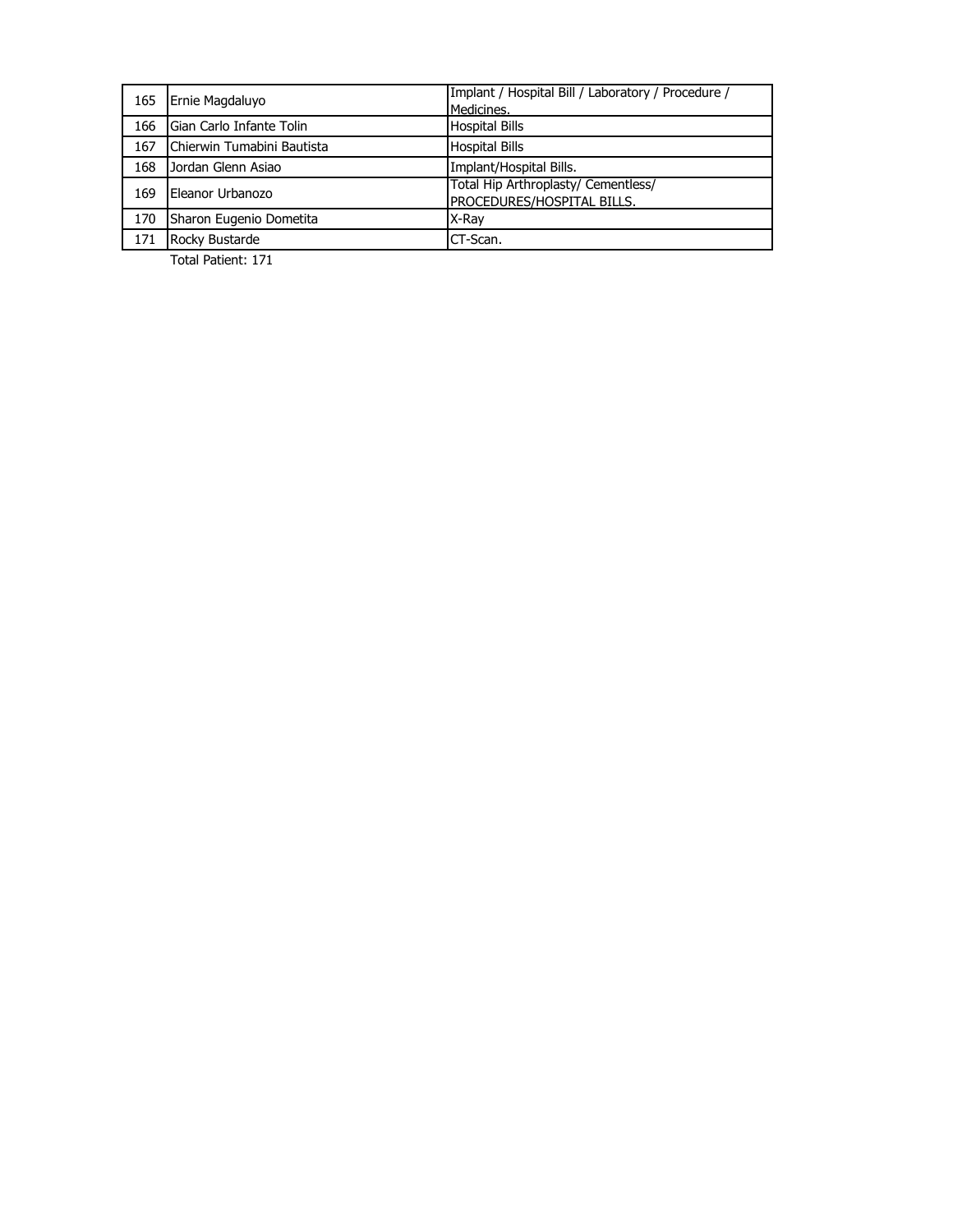| | | |
|---|---|---|
| 165 | Ernie Magdaluyo | Implant / Hospital Bill / Laboratory / Procedure / Medicines. |
| 166 | Gian Carlo Infante Tolin | Hospital Bills |
| 167 | Chierwin Tumabini Bautista | Hospital Bills |
| 168 | Jordan Glenn Asiao | Implant/Hospital Bills. |
| 169 | Eleanor Urbanozo | Total Hip Arthroplasty/ Cementless/ PROCEDURES/HOSPITAL BILLS. |
| 170 | Sharon Eugenio Dometita | X-Ray |
| 171 | Rocky Bustarde | CT-Scan. |

Total Patient: 171